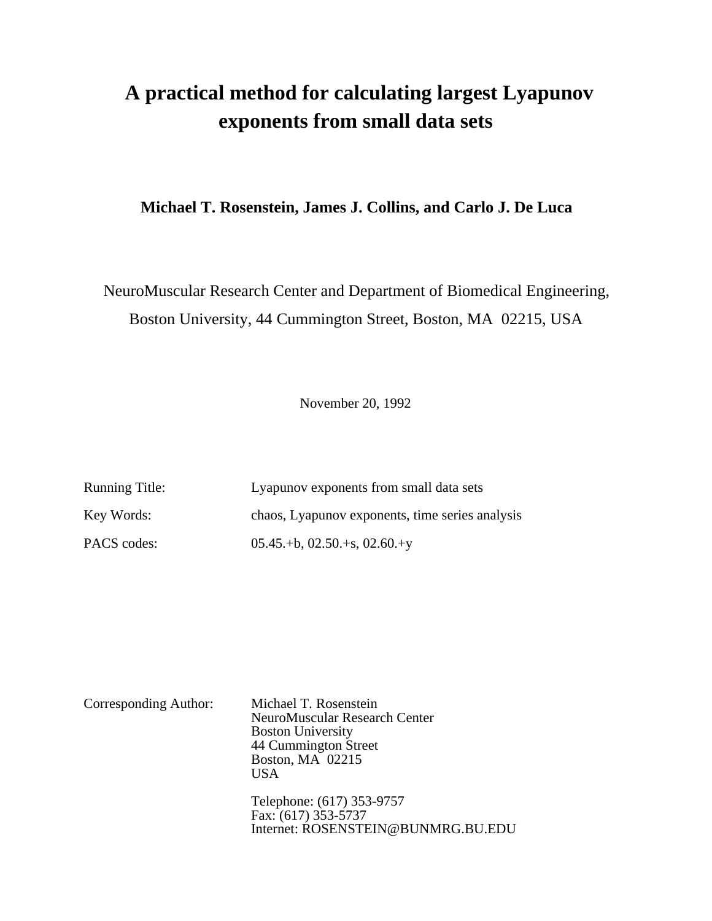# A practical method for calculating largest Lyapunov exponents from small data sets

**Michael T. Rosenstein, James J. Collins, and Carlo J. De Luca**

NeuroMuscular Research Center and Department of Biomedical Engineering,
Boston University, 44 Cummington Street, Boston, MA 02215, USA

November 20, 1992

| | |
|---|---|
| Running Title: | Lyapunov exponents from small data sets |
| Key Words: | chaos, Lyapunov exponents, time series analysis |
| PACS codes: | 05.45.+b, 02.50.+s, 02.60.+y |

Corresponding Author:

Michael T. Rosenstein
NeuroMuscular Research Center
Boston University
44 Cummington Street
Boston, MA 02215
USA

Telephone: (617) 353-9757
Fax: (617) 353-5737
Internet: ROSENSTEIN@BUNMRG.BU.EDU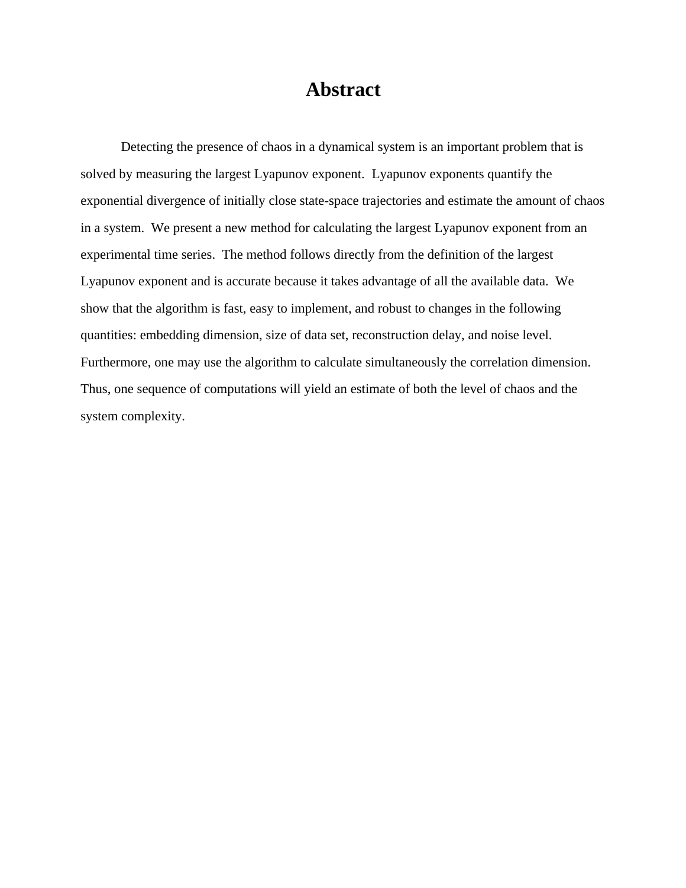# Abstract

Detecting the presence of chaos in a dynamical system is an important problem that is solved by measuring the largest Lyapunov exponent. Lyapunov exponents quantify the exponential divergence of initially close state-space trajectories and estimate the amount of chaos in a system. We present a new method for calculating the largest Lyapunov exponent from an experimental time series. The method follows directly from the definition of the largest Lyapunov exponent and is accurate because it takes advantage of all the available data. We show that the algorithm is fast, easy to implement, and robust to changes in the following quantities: embedding dimension, size of data set, reconstruction delay, and noise level. Furthermore, one may use the algorithm to calculate simultaneously the correlation dimension. Thus, one sequence of computations will yield an estimate of both the level of chaos and the system complexity.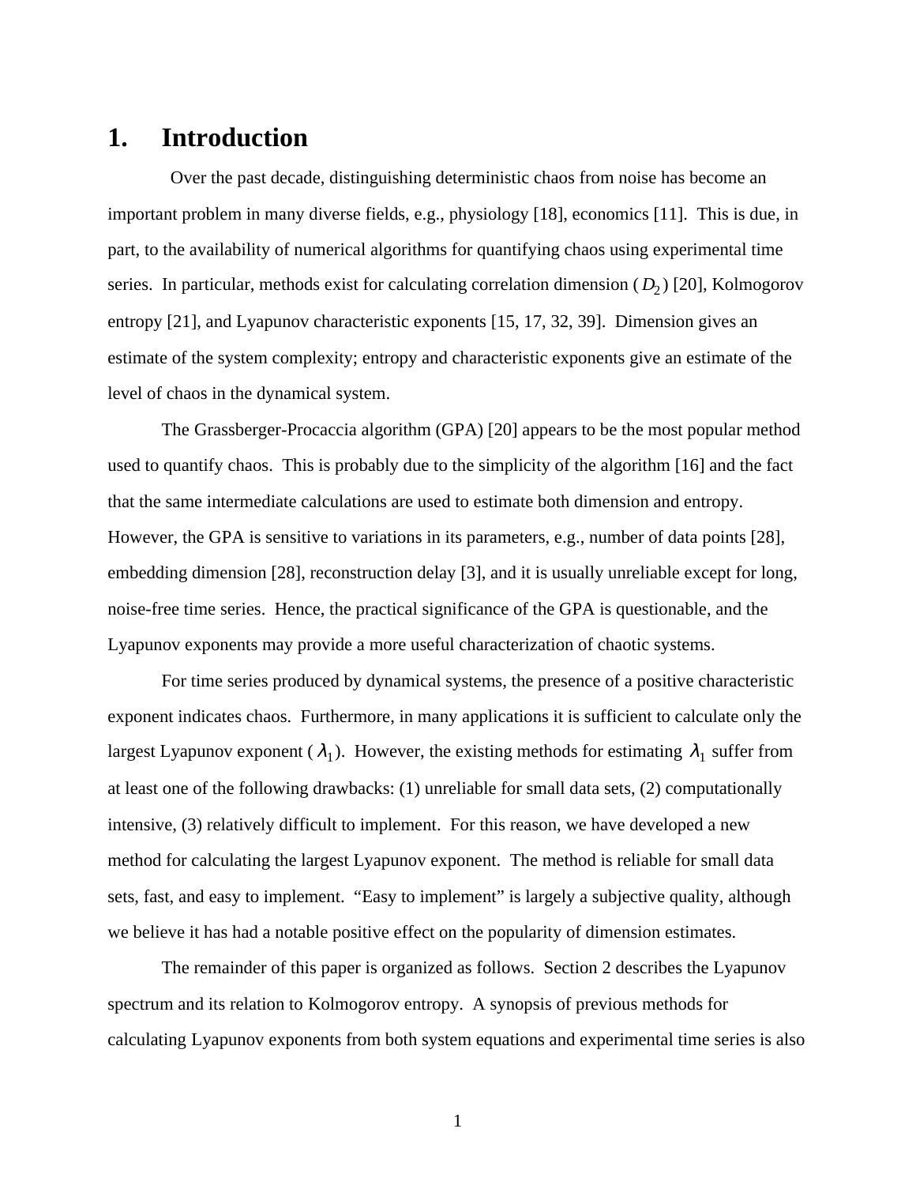# 1. Introduction

Over the past decade, distinguishing deterministic chaos from noise has become an important problem in many diverse fields, e.g., physiology [18], economics [11]. This is due, in part, to the availability of numerical algorithms for quantifying chaos using experimental time series. In particular, methods exist for calculating correlation dimension ($D_2$) [20], Kolmogorov entropy [21], and Lyapunov characteristic exponents [15, 17, 32, 39]. Dimension gives an estimate of the system complexity; entropy and characteristic exponents give an estimate of the level of chaos in the dynamical system.

The Grassberger-Procaccia algorithm (GPA) [20] appears to be the most popular method used to quantify chaos. This is probably due to the simplicity of the algorithm [16] and the fact that the same intermediate calculations are used to estimate both dimension and entropy. However, the GPA is sensitive to variations in its parameters, e.g., number of data points [28], embedding dimension [28], reconstruction delay [3], and it is usually unreliable except for long, noise-free time series. Hence, the practical significance of the GPA is questionable, and the Lyapunov exponents may provide a more useful characterization of chaotic systems.

For time series produced by dynamical systems, the presence of a positive characteristic exponent indicates chaos. Furthermore, in many applications it is sufficient to calculate only the largest Lyapunov exponent ($\lambda_1$). However, the existing methods for estimating $\lambda_1$ suffer from at least one of the following drawbacks: (1) unreliable for small data sets, (2) computationally intensive, (3) relatively difficult to implement. For this reason, we have developed a new method for calculating the largest Lyapunov exponent. The method is reliable for small data sets, fast, and easy to implement. "Easy to implement" is largely a subjective quality, although we believe it has had a notable positive effect on the popularity of dimension estimates.

The remainder of this paper is organized as follows. Section 2 describes the Lyapunov spectrum and its relation to Kolmogorov entropy. A synopsis of previous methods for calculating Lyapunov exponents from both system equations and experimental time series is also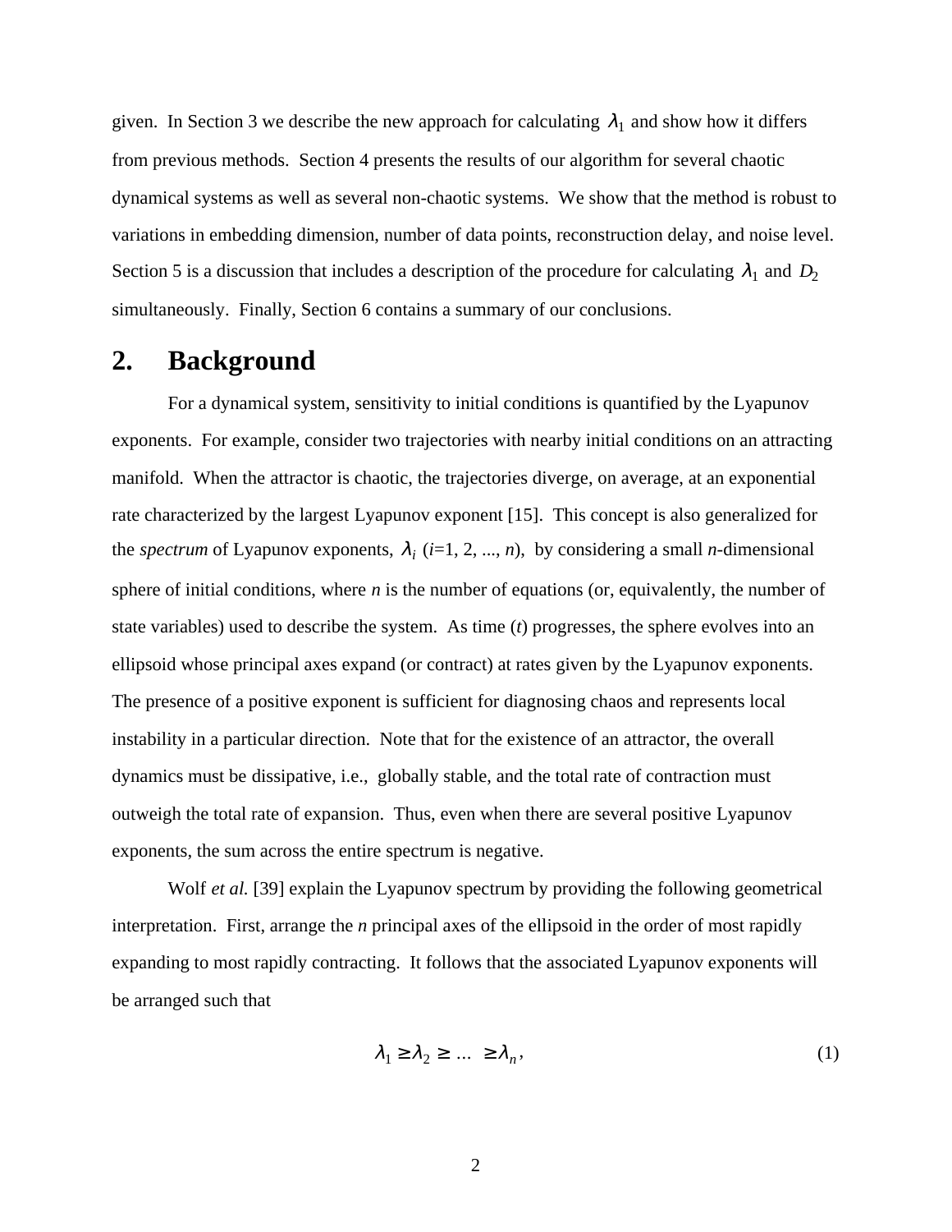given. In Section 3 we describe the new approach for calculating $\lambda_1$ and show how it differs from previous methods. Section 4 presents the results of our algorithm for several chaotic dynamical systems as well as several non-chaotic systems. We show that the method is robust to variations in embedding dimension, number of data points, reconstruction delay, and noise level. Section 5 is a discussion that includes a description of the procedure for calculating $\lambda_1$ and $D_2$ simultaneously. Finally, Section 6 contains a summary of our conclusions.

## 2. Background

For a dynamical system, sensitivity to initial conditions is quantified by the Lyapunov exponents. For example, consider two trajectories with nearby initial conditions on an attracting manifold. When the attractor is chaotic, the trajectories diverge, on average, at an exponential rate characterized by the largest Lyapunov exponent [15]. This concept is also generalized for the *spectrum* of Lyapunov exponents, $\lambda_i$ ($i$=1, 2, ..., $n$), by considering a small $n$-dimensional sphere of initial conditions, where $n$ is the number of equations (or, equivalently, the number of state variables) used to describe the system. As time ($t$) progresses, the sphere evolves into an ellipsoid whose principal axes expand (or contract) at rates given by the Lyapunov exponents. The presence of a positive exponent is sufficient for diagnosing chaos and represents local instability in a particular direction. Note that for the existence of an attractor, the overall dynamics must be dissipative, i.e., globally stable, and the total rate of contraction must outweigh the total rate of expansion. Thus, even when there are several positive Lyapunov exponents, the sum across the entire spectrum is negative.

Wolf *et al.* [39] explain the Lyapunov spectrum by providing the following geometrical interpretation. First, arrange the $n$ principal axes of the ellipsoid in the order of most rapidly expanding to most rapidly contracting. It follows that the associated Lyapunov exponents will be arranged such that

$$\lambda_1 \geq \lambda_2 \geq \ldots \geq \lambda_n, \tag{1}$$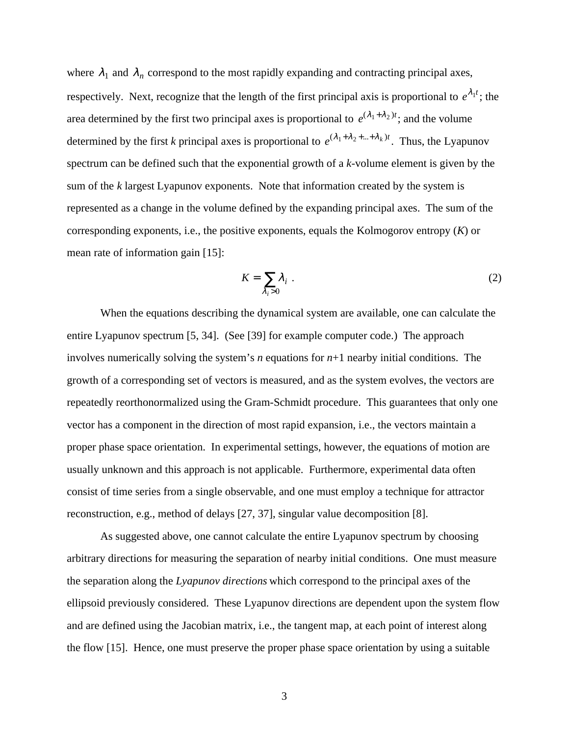where $\lambda_1$ and $\lambda_n$ correspond to the most rapidly expanding and contracting principal axes, respectively. Next, recognize that the length of the first principal axis is proportional to $e^{\lambda_1 t}$; the area determined by the first two principal axes is proportional to $e^{(\lambda_1 + \lambda_2)t}$; and the volume determined by the first *k* principal axes is proportional to $e^{(\lambda_1 + \lambda_2 + \ldots + \lambda_k)t}$. Thus, the Lyapunov spectrum can be defined such that the exponential growth of a *k*-volume element is given by the sum of the *k* largest Lyapunov exponents. Note that information created by the system is represented as a change in the volume defined by the expanding principal axes. The sum of the corresponding exponents, i.e., the positive exponents, equals the Kolmogorov entropy (*K*) or mean rate of information gain [15]:

$$K = \sum_{\lambda_i > 0} \lambda_i \ . \tag{2}$$

When the equations describing the dynamical system are available, one can calculate the entire Lyapunov spectrum [5, 34]. (See [39] for example computer code.) The approach involves numerically solving the system's *n* equations for *n*+1 nearby initial conditions. The growth of a corresponding set of vectors is measured, and as the system evolves, the vectors are repeatedly reorthonormalized using the Gram-Schmidt procedure. This guarantees that only one vector has a component in the direction of most rapid expansion, i.e., the vectors maintain a proper phase space orientation. In experimental settings, however, the equations of motion are usually unknown and this approach is not applicable. Furthermore, experimental data often consist of time series from a single observable, and one must employ a technique for attractor reconstruction, e.g., method of delays [27, 37], singular value decomposition [8].

As suggested above, one cannot calculate the entire Lyapunov spectrum by choosing arbitrary directions for measuring the separation of nearby initial conditions. One must measure the separation along the *Lyapunov directions* which correspond to the principal axes of the ellipsoid previously considered. These Lyapunov directions are dependent upon the system flow and are defined using the Jacobian matrix, i.e., the tangent map, at each point of interest along the flow [15]. Hence, one must preserve the proper phase space orientation by using a suitable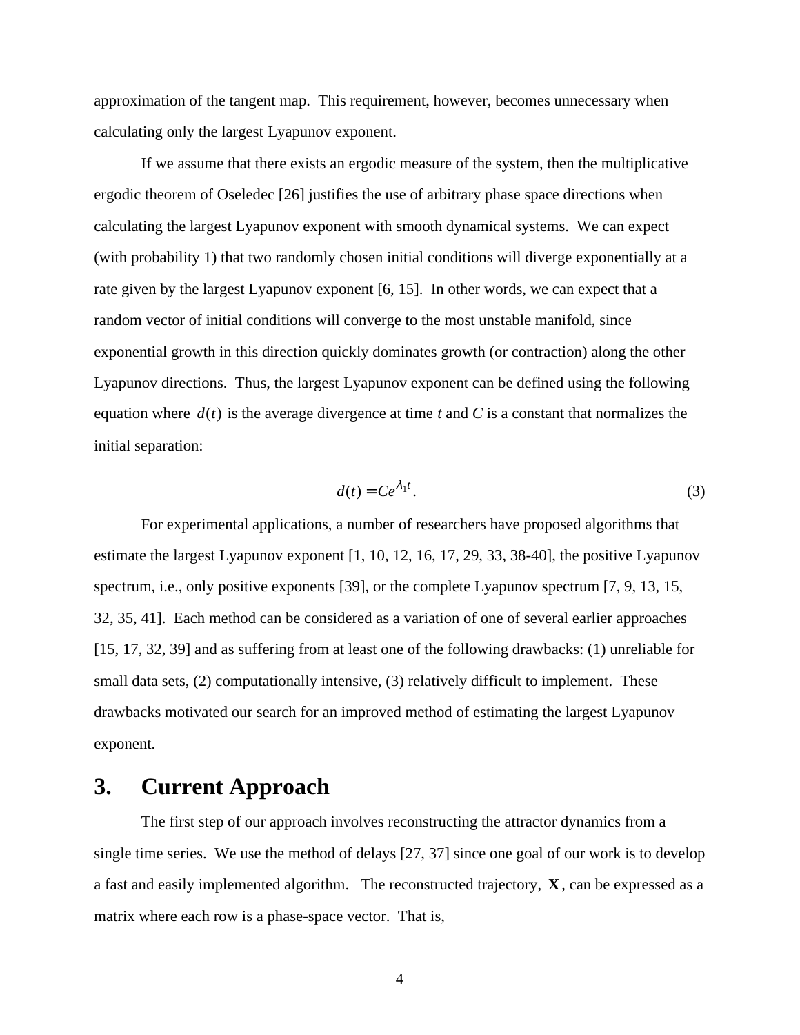approximation of the tangent map. This requirement, however, becomes unnecessary when calculating only the largest Lyapunov exponent.

If we assume that there exists an ergodic measure of the system, then the multiplicative ergodic theorem of Oseledec [26] justifies the use of arbitrary phase space directions when calculating the largest Lyapunov exponent with smooth dynamical systems. We can expect (with probability 1) that two randomly chosen initial conditions will diverge exponentially at a rate given by the largest Lyapunov exponent [6, 15]. In other words, we can expect that a random vector of initial conditions will converge to the most unstable manifold, since exponential growth in this direction quickly dominates growth (or contraction) along the other Lyapunov directions. Thus, the largest Lyapunov exponent can be defined using the following equation where $d(t)$ is the average divergence at time *t* and *C* is a constant that normalizes the initial separation:

$$d(t) = Ce^{\lambda_1 t}. \tag{3}$$

For experimental applications, a number of researchers have proposed algorithms that estimate the largest Lyapunov exponent [1, 10, 12, 16, 17, 29, 33, 38-40], the positive Lyapunov spectrum, i.e., only positive exponents [39], or the complete Lyapunov spectrum [7, 9, 13, 15, 32, 35, 41]. Each method can be considered as a variation of one of several earlier approaches [15, 17, 32, 39] and as suffering from at least one of the following drawbacks: (1) unreliable for small data sets, (2) computationally intensive, (3) relatively difficult to implement. These drawbacks motivated our search for an improved method of estimating the largest Lyapunov exponent.

# 3. Current Approach

The first step of our approach involves reconstructing the attractor dynamics from a single time series. We use the method of delays [27, 37] since one goal of our work is to develop a fast and easily implemented algorithm. The reconstructed trajectory, $\mathbf{X}$, can be expressed as a matrix where each row is a phase-space vector. That is,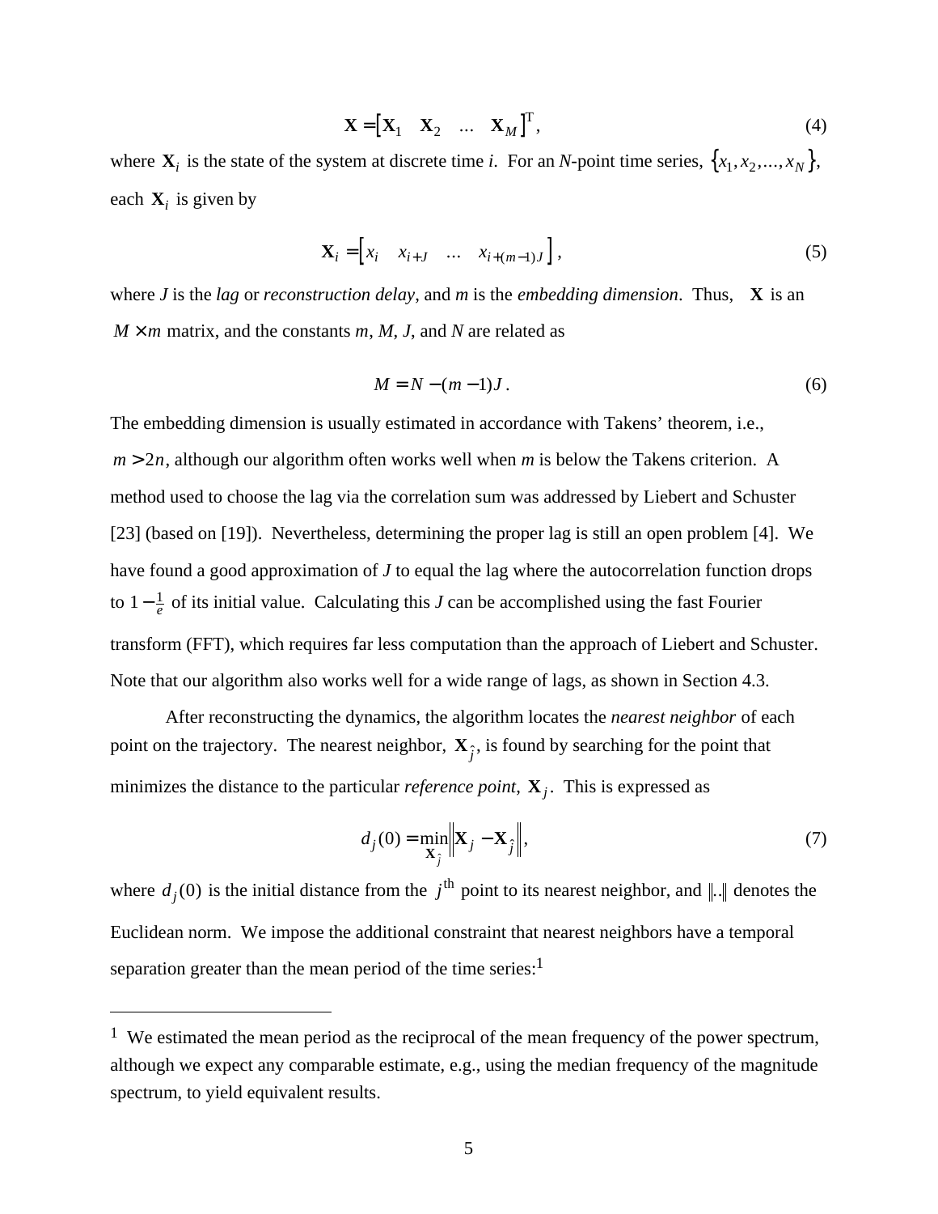$$\mathbf{X} = \begin{bmatrix} \mathbf{X}_1 & \mathbf{X}_2 & \ldots & \mathbf{X}_M \end{bmatrix}^{\mathrm{T}}, \tag{4}$$

where $\mathbf{X}_i$ is the state of the system at discrete time *i*. For an *N*-point time series, $\{x_1, x_2, \ldots, x_N\}$, each $\mathbf{X}_i$ is given by

$$\mathbf{X}_i = \begin{bmatrix} x_i & x_{i+J} & \ldots & x_{i+(m-1)J} \end{bmatrix}, \tag{5}$$

where *J* is the *lag* or *reconstruction delay*, and *m* is the *embedding dimension*. Thus, $\mathbf{X}$ is an $M \times m$ matrix, and the constants *m*, *M*, *J*, and *N* are related as

$$M = N - (m-1)J. \tag{6}$$

The embedding dimension is usually estimated in accordance with Takens' theorem, i.e., $m > 2n$, although our algorithm often works well when *m* is below the Takens criterion. A method used to choose the lag via the correlation sum was addressed by Liebert and Schuster [23] (based on [19]). Nevertheless, determining the proper lag is still an open problem [4]. We have found a good approximation of *J* to equal the lag where the autocorrelation function drops to $1 - \frac{1}{e}$ of its initial value. Calculating this *J* can be accomplished using the fast Fourier transform (FFT), which requires far less computation than the approach of Liebert and Schuster. Note that our algorithm also works well for a wide range of lags, as shown in Section 4.3.

After reconstructing the dynamics, the algorithm locates the *nearest neighbor* of each point on the trajectory. The nearest neighbor, $\mathbf{X}_{\hat{j}}$, is found by searching for the point that minimizes the distance to the particular *reference point*, $\mathbf{X}_j$. This is expressed as

$$d_j(0) = \min_{\mathbf{X}_{\hat{j}}} \left\| \mathbf{X}_j - \mathbf{X}_{\hat{j}} \right\|, \tag{7}$$

where $d_j(0)$ is the initial distance from the $j^{\text{th}}$ point to its nearest neighbor, and $\|..\|$ denotes the Euclidean norm. We impose the additional constraint that nearest neighbors have a temporal separation greater than the mean period of the time series:[1]

---

[1] We estimated the mean period as the reciprocal of the mean frequency of the power spectrum, although we expect any comparable estimate, e.g., using the median frequency of the magnitude spectrum, to yield equivalent results.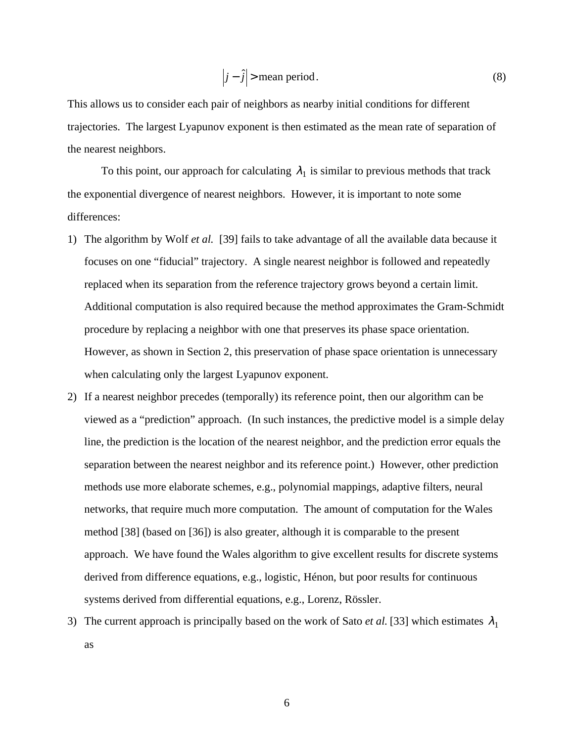$$\left| j - \hat{j} \right| > \text{mean period}. \tag{8}$$

This allows us to consider each pair of neighbors as nearby initial conditions for different trajectories. The largest Lyapunov exponent is then estimated as the mean rate of separation of the nearest neighbors.

To this point, our approach for calculating $\lambda_1$ is similar to previous methods that track the exponential divergence of nearest neighbors. However, it is important to note some differences:

1) The algorithm by Wolf *et al.* [39] fails to take advantage of all the available data because it focuses on one "fiducial" trajectory. A single nearest neighbor is followed and repeatedly replaced when its separation from the reference trajectory grows beyond a certain limit. Additional computation is also required because the method approximates the Gram-Schmidt procedure by replacing a neighbor with one that preserves its phase space orientation. However, as shown in Section 2, this preservation of phase space orientation is unnecessary when calculating only the largest Lyapunov exponent.

2) If a nearest neighbor precedes (temporally) its reference point, then our algorithm can be viewed as a "prediction" approach. (In such instances, the predictive model is a simple delay line, the prediction is the location of the nearest neighbor, and the prediction error equals the separation between the nearest neighbor and its reference point.) However, other prediction methods use more elaborate schemes, e.g., polynomial mappings, adaptive filters, neural networks, that require much more computation. The amount of computation for the Wales method [38] (based on [36]) is also greater, although it is comparable to the present approach. We have found the Wales algorithm to give excellent results for discrete systems derived from difference equations, e.g., logistic, Hénon, but poor results for continuous systems derived from differential equations, e.g., Lorenz, Rössler.

3) The current approach is principally based on the work of Sato *et al.* [33] which estimates $\lambda_1$ as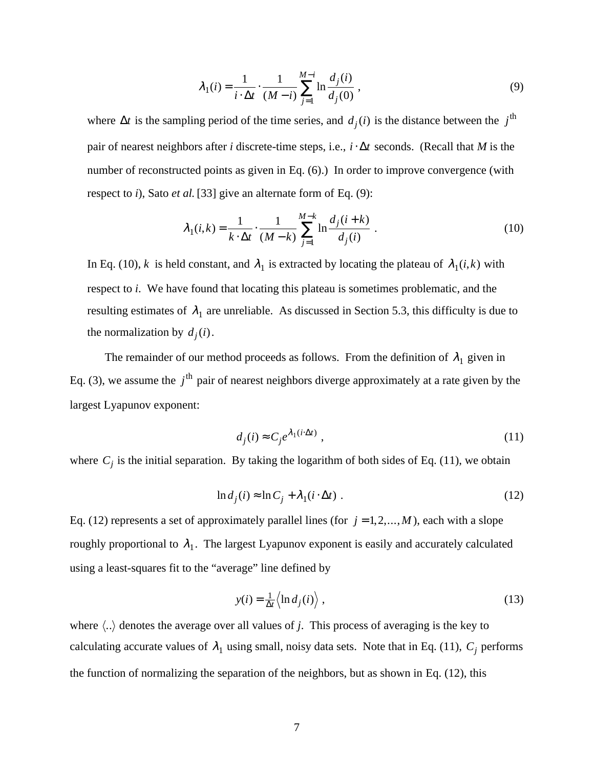$$\lambda_1(i) = \frac{1}{i \cdot \Delta t} \cdot \frac{1}{(M-i)} \sum_{j=1}^{M-i} \ln \frac{d_j(i)}{d_j(0)} \ , \tag{9}$$

where $\Delta t$ is the sampling period of the time series, and $d_j(i)$ is the distance between the $j^{\text{th}}$ pair of nearest neighbors after *i* discrete-time steps, i.e., $i \cdot \Delta t$ seconds. (Recall that *M* is the number of reconstructed points as given in Eq. (6).) In order to improve convergence (with respect to *i*), Sato *et al.* [33] give an alternate form of Eq. (9):

$$\lambda_1(i,k) = \frac{1}{k \cdot \Delta t} \cdot \frac{1}{(M-k)} \sum_{j=1}^{M-k} \ln \frac{d_j(i+k)}{d_j(i)} \ . \tag{10}$$

In Eq. (10), $k$ is held constant, and $\lambda_1$ is extracted by locating the plateau of $\lambda_1(i,k)$ with respect to *i*. We have found that locating this plateau is sometimes problematic, and the resulting estimates of $\lambda_1$ are unreliable. As discussed in Section 5.3, this difficulty is due to the normalization by $d_j(i)$.

The remainder of our method proceeds as follows. From the definition of $\lambda_1$ given in Eq. (3), we assume the $j^{\text{th}}$ pair of nearest neighbors diverge approximately at a rate given by the largest Lyapunov exponent:

$$d_j(i) \approx C_j e^{\lambda_1 (i \cdot \Delta t)} \ , \tag{11}$$

where $C_j$ is the initial separation. By taking the logarithm of both sides of Eq. (11), we obtain

$$\ln d_j(i) \approx \ln C_j + \lambda_1 (i \cdot \Delta t) \ . \tag{12}$$

Eq. (12) represents a set of approximately parallel lines (for $j = 1, 2, \ldots, M$), each with a slope roughly proportional to $\lambda_1$. The largest Lyapunov exponent is easily and accurately calculated using a least-squares fit to the "average" line defined by

$$y(i) = \tfrac{1}{\Delta t} \left\langle \ln d_j(i) \right\rangle \ , \tag{13}$$

where $\langle .. \rangle$ denotes the average over all values of *j*. This process of averaging is the key to calculating accurate values of $\lambda_1$ using small, noisy data sets. Note that in Eq. (11), $C_j$ performs the function of normalizing the separation of the neighbors, but as shown in Eq. (12), this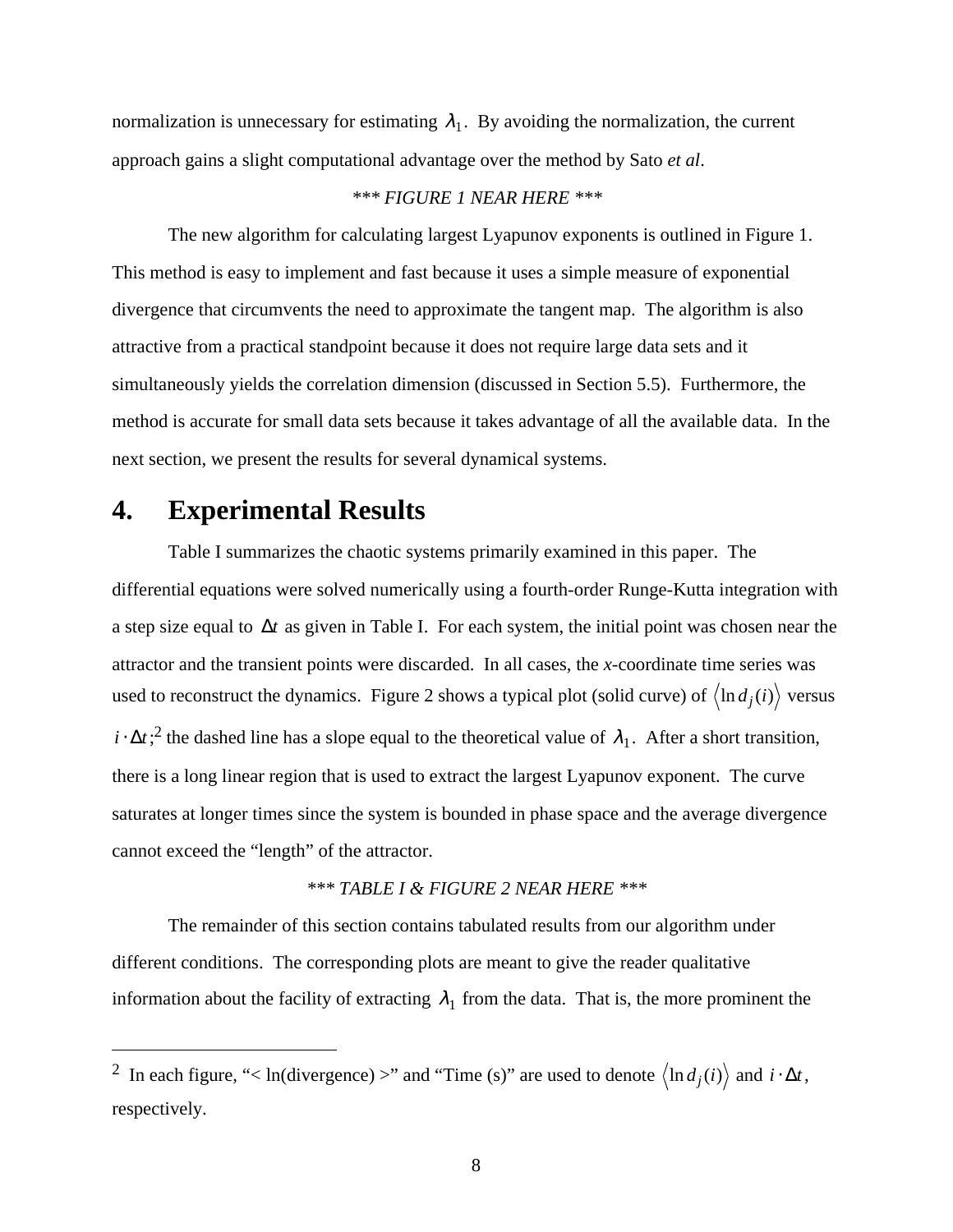normalization is unnecessary for estimating $\lambda_1$. By avoiding the normalization, the current approach gains a slight computational advantage over the method by Sato *et al*.

*\*\*\* FIGURE 1 NEAR HERE \*\*\**

The new algorithm for calculating largest Lyapunov exponents is outlined in Figure 1. This method is easy to implement and fast because it uses a simple measure of exponential divergence that circumvents the need to approximate the tangent map. The algorithm is also attractive from a practical standpoint because it does not require large data sets and it simultaneously yields the correlation dimension (discussed in Section 5.5). Furthermore, the method is accurate for small data sets because it takes advantage of all the available data. In the next section, we present the results for several dynamical systems.

# 4. Experimental Results

Table I summarizes the chaotic systems primarily examined in this paper. The differential equations were solved numerically using a fourth-order Runge-Kutta integration with a step size equal to $\Delta t$ as given in Table I. For each system, the initial point was chosen near the attractor and the transient points were discarded. In all cases, the *x*-coordinate time series was used to reconstruct the dynamics. Figure 2 shows a typical plot (solid curve) of $\langle \ln d_j(i) \rangle$ versus $i \cdot \Delta t$;[2] the dashed line has a slope equal to the theoretical value of $\lambda_1$. After a short transition, there is a long linear region that is used to extract the largest Lyapunov exponent. The curve saturates at longer times since the system is bounded in phase space and the average divergence cannot exceed the "length" of the attractor.

*\*\*\* TABLE I & FIGURE 2 NEAR HERE \*\*\**

The remainder of this section contains tabulated results from our algorithm under different conditions. The corresponding plots are meant to give the reader qualitative information about the facility of extracting $\lambda_1$ from the data. That is, the more prominent the

---

[2] In each figure, "< ln(divergence) >" and "Time (s)" are used to denote $\langle \ln d_j(i) \rangle$ and $i \cdot \Delta t$, respectively.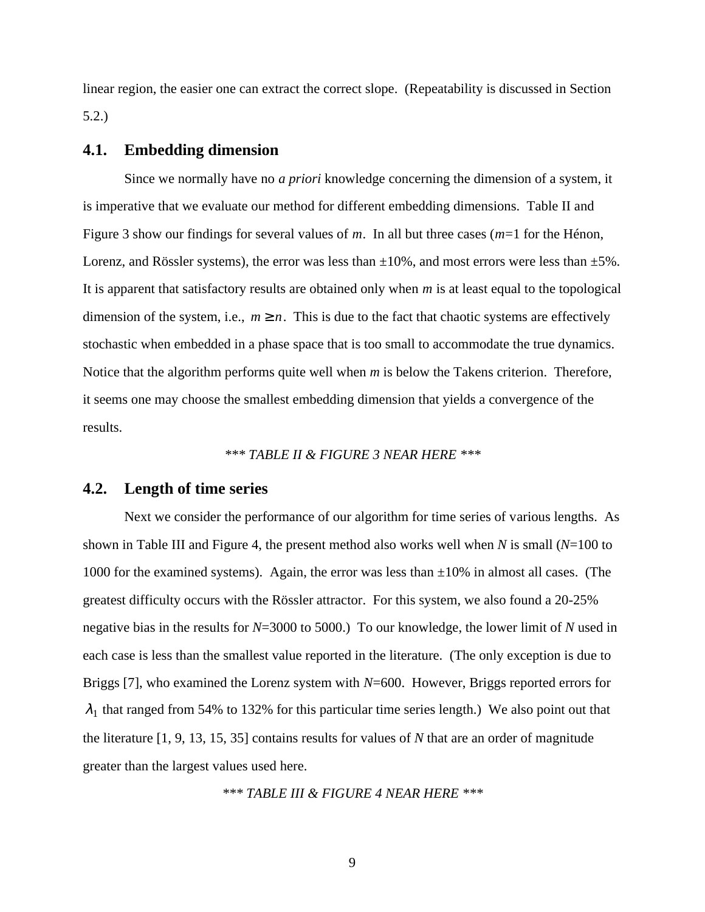linear region, the easier one can extract the correct slope. (Repeatability is discussed in Section 5.2.)

## 4.1. Embedding dimension

Since we normally have no *a priori* knowledge concerning the dimension of a system, it is imperative that we evaluate our method for different embedding dimensions. Table II and Figure 3 show our findings for several values of $m$. In all but three cases ($m$=1 for the Hénon, Lorenz, and Rössler systems), the error was less than ±10%, and most errors were less than ±5%. It is apparent that satisfactory results are obtained only when $m$ is at least equal to the topological dimension of the system, i.e., $m \geq n$. This is due to the fact that chaotic systems are effectively stochastic when embedded in a phase space that is too small to accommodate the true dynamics. Notice that the algorithm performs quite well when $m$ is below the Takens criterion. Therefore, it seems one may choose the smallest embedding dimension that yields a convergence of the results.

*\*\*\* TABLE II & FIGURE 3 NEAR HERE \*\*\**

## 4.2. Length of time series

Next we consider the performance of our algorithm for time series of various lengths. As shown in Table III and Figure 4, the present method also works well when $N$ is small ($N$=100 to 1000 for the examined systems). Again, the error was less than ±10% in almost all cases. (The greatest difficulty occurs with the Rössler attractor. For this system, we also found a 20-25% negative bias in the results for $N$=3000 to 5000.) To our knowledge, the lower limit of $N$ used in each case is less than the smallest value reported in the literature. (The only exception is due to Briggs [7], who examined the Lorenz system with $N$=600. However, Briggs reported errors for $\lambda_1$ that ranged from 54% to 132% for this particular time series length.) We also point out that the literature [1, 9, 13, 15, 35] contains results for values of $N$ that are an order of magnitude greater than the largest values used here.

*\*\*\* TABLE III & FIGURE 4 NEAR HERE \*\*\**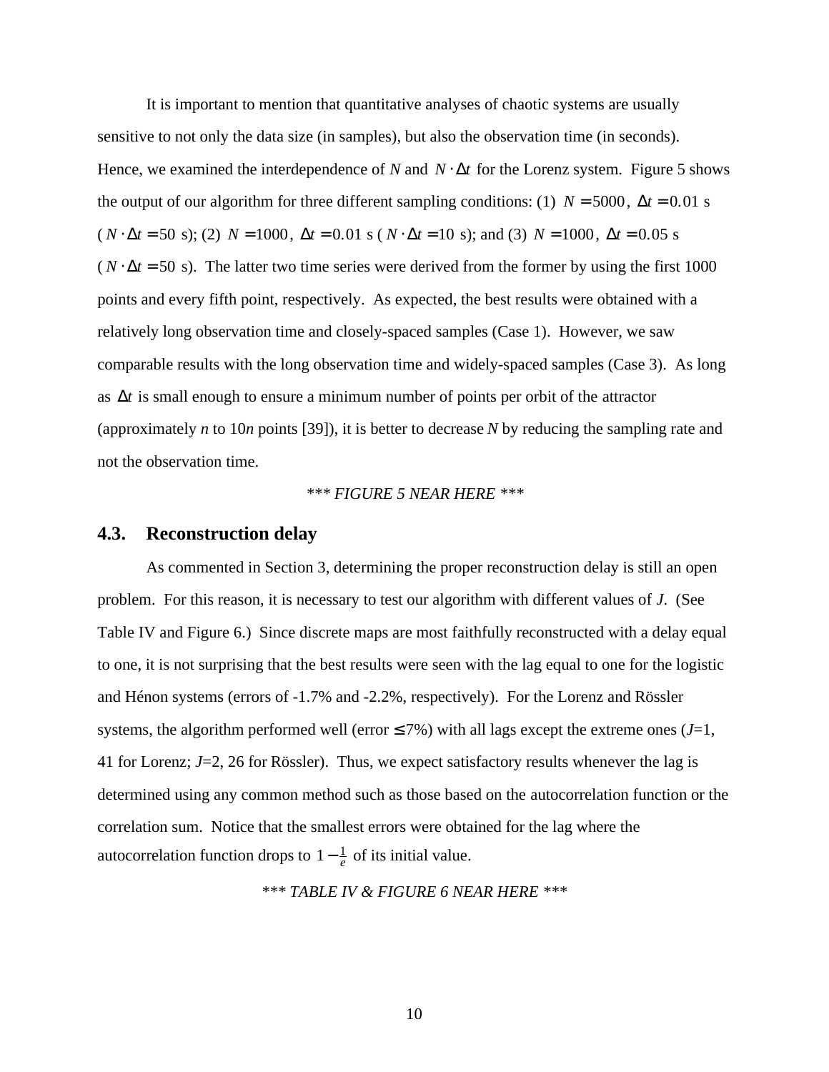It is important to mention that quantitative analyses of chaotic systems are usually sensitive to not only the data size (in samples), but also the observation time (in seconds). Hence, we examined the interdependence of *N* and $N \cdot \Delta t$ for the Lorenz system. Figure 5 shows the output of our algorithm for three different sampling conditions: (1) $N = 5000$, $\Delta t = 0.01$ s ($N \cdot \Delta t = 50$ s); (2) $N = 1000$, $\Delta t = 0.01$ s ($N \cdot \Delta t = 10$ s); and (3) $N = 1000$, $\Delta t = 0.05$ s ($N \cdot \Delta t = 50$ s). The latter two time series were derived from the former by using the first 1000 points and every fifth point, respectively. As expected, the best results were obtained with a relatively long observation time and closely-spaced samples (Case 1). However, we saw comparable results with the long observation time and widely-spaced samples (Case 3). As long as $\Delta t$ is small enough to ensure a minimum number of points per orbit of the attractor (approximately *n* to 10*n* points [39]), it is better to decrease *N* by reducing the sampling rate and not the observation time.

*\*\*\* FIGURE 5 NEAR HERE \*\*\**

## 4.3. Reconstruction delay

As commented in Section 3, determining the proper reconstruction delay is still an open problem. For this reason, it is necessary to test our algorithm with different values of *J*. (See Table IV and Figure 6.) Since discrete maps are most faithfully reconstructed with a delay equal to one, it is not surprising that the best results were seen with the lag equal to one for the logistic and Hénon systems (errors of -1.7% and -2.2%, respectively). For the Lorenz and Rössler systems, the algorithm performed well (error $\leq$ 7%) with all lags except the extreme ones (*J*=1, 41 for Lorenz; *J*=2, 26 for Rössler). Thus, we expect satisfactory results whenever the lag is determined using any common method such as those based on the autocorrelation function or the correlation sum. Notice that the smallest errors were obtained for the lag where the autocorrelation function drops to $1 - \frac{1}{e}$ of its initial value.

*\*\*\* TABLE IV & FIGURE 6 NEAR HERE \*\*\**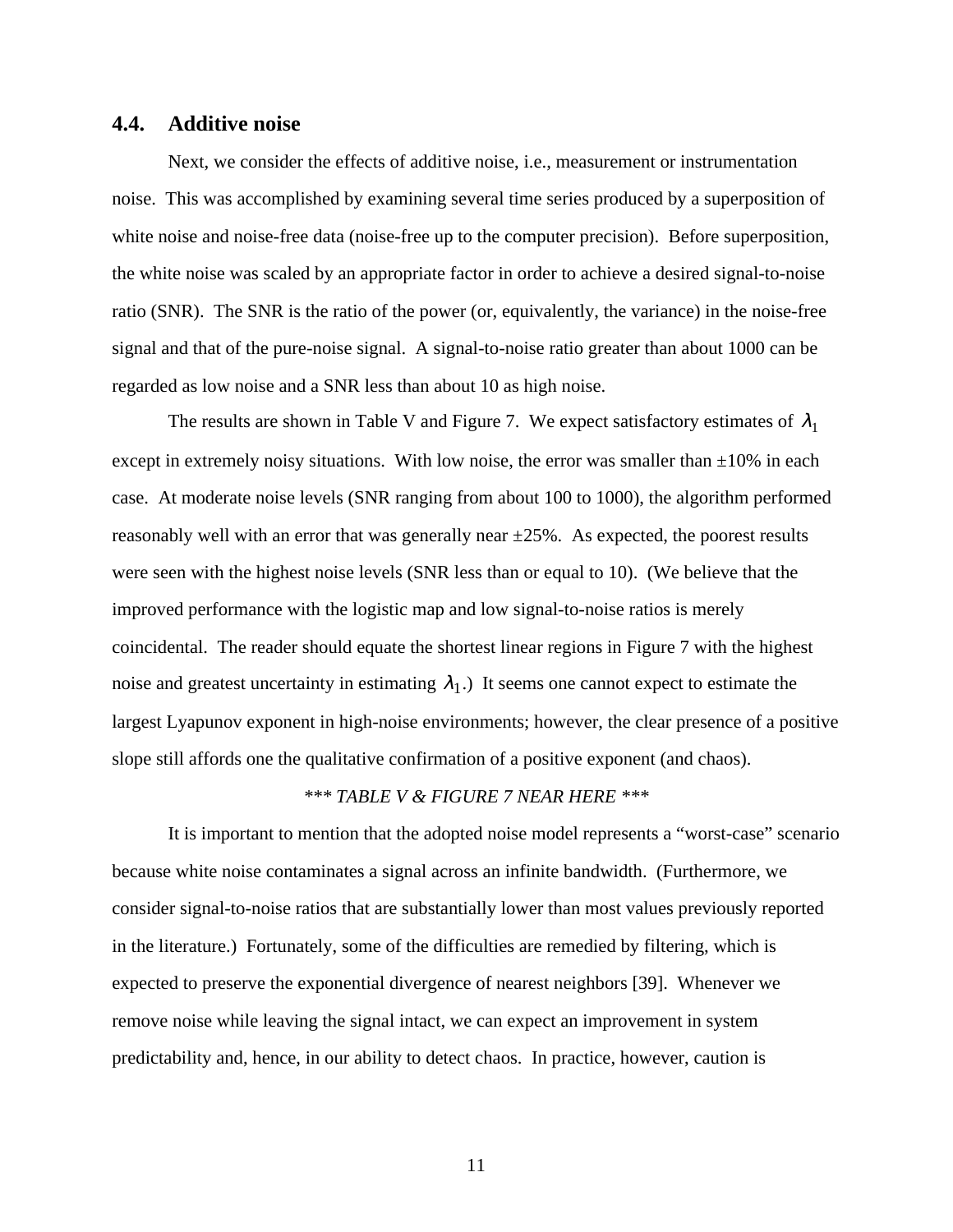## 4.4. Additive noise

Next, we consider the effects of additive noise, i.e., measurement or instrumentation noise. This was accomplished by examining several time series produced by a superposition of white noise and noise-free data (noise-free up to the computer precision). Before superposition, the white noise was scaled by an appropriate factor in order to achieve a desired signal-to-noise ratio (SNR). The SNR is the ratio of the power (or, equivalently, the variance) in the noise-free signal and that of the pure-noise signal. A signal-to-noise ratio greater than about 1000 can be regarded as low noise and a SNR less than about 10 as high noise.

The results are shown in Table V and Figure 7. We expect satisfactory estimates of $\lambda_1$ except in extremely noisy situations. With low noise, the error was smaller than ±10% in each case. At moderate noise levels (SNR ranging from about 100 to 1000), the algorithm performed reasonably well with an error that was generally near ±25%. As expected, the poorest results were seen with the highest noise levels (SNR less than or equal to 10). (We believe that the improved performance with the logistic map and low signal-to-noise ratios is merely coincidental. The reader should equate the shortest linear regions in Figure 7 with the highest noise and greatest uncertainty in estimating $\lambda_1$.) It seems one cannot expect to estimate the largest Lyapunov exponent in high-noise environments; however, the clear presence of a positive slope still affords one the qualitative confirmation of a positive exponent (and chaos).

*\*\*\* TABLE V & FIGURE 7 NEAR HERE \*\*\**

It is important to mention that the adopted noise model represents a "worst-case" scenario because white noise contaminates a signal across an infinite bandwidth. (Furthermore, we consider signal-to-noise ratios that are substantially lower than most values previously reported in the literature.) Fortunately, some of the difficulties are remedied by filtering, which is expected to preserve the exponential divergence of nearest neighbors [39]. Whenever we remove noise while leaving the signal intact, we can expect an improvement in system predictability and, hence, in our ability to detect chaos. In practice, however, caution is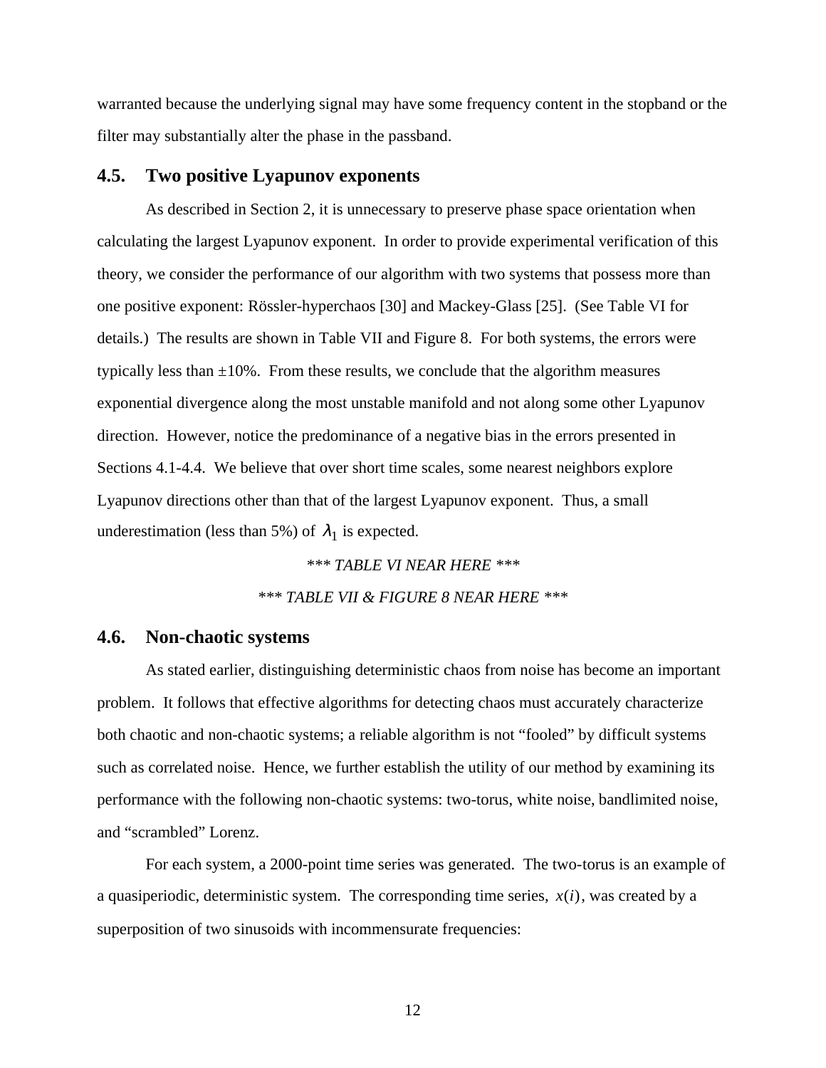warranted because the underlying signal may have some frequency content in the stopband or the filter may substantially alter the phase in the passband.

### 4.5. Two positive Lyapunov exponents

As described in Section 2, it is unnecessary to preserve phase space orientation when calculating the largest Lyapunov exponent. In order to provide experimental verification of this theory, we consider the performance of our algorithm with two systems that possess more than one positive exponent: Rössler-hyperchaos [30] and Mackey-Glass [25]. (See Table VI for details.) The results are shown in Table VII and Figure 8. For both systems, the errors were typically less than ±10%. From these results, we conclude that the algorithm measures exponential divergence along the most unstable manifold and not along some other Lyapunov direction. However, notice the predominance of a negative bias in the errors presented in Sections 4.1-4.4. We believe that over short time scales, some nearest neighbors explore Lyapunov directions other than that of the largest Lyapunov exponent. Thus, a small underestimation (less than 5%) of $\lambda_1$ is expected.

*\*\*\* TABLE VI NEAR HERE \*\*\**

*\*\*\* TABLE VII & FIGURE 8 NEAR HERE \*\*\**

### 4.6. Non-chaotic systems

As stated earlier, distinguishing deterministic chaos from noise has become an important problem. It follows that effective algorithms for detecting chaos must accurately characterize both chaotic and non-chaotic systems; a reliable algorithm is not "fooled" by difficult systems such as correlated noise. Hence, we further establish the utility of our method by examining its performance with the following non-chaotic systems: two-torus, white noise, bandlimited noise, and "scrambled" Lorenz.

For each system, a 2000-point time series was generated. The two-torus is an example of a quasiperiodic, deterministic system. The corresponding time series, $x(i)$, was created by a superposition of two sinusoids with incommensurate frequencies: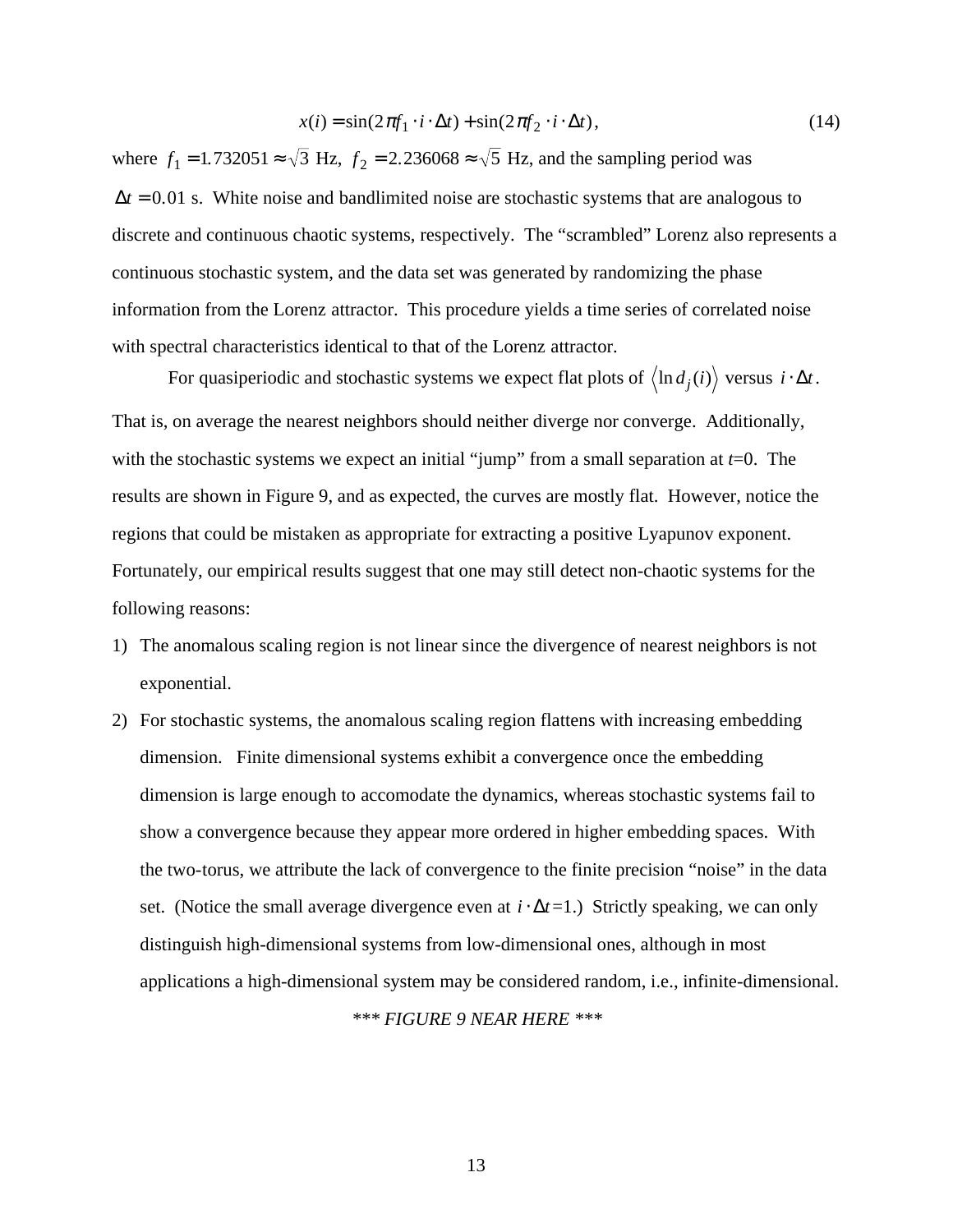$$x(i) = \sin(2\pi f_1 \cdot i \cdot \Delta t) + \sin(2\pi f_2 \cdot i \cdot \Delta t), \tag{14}$$

where $f_1 = 1.732051 \approx \sqrt{3}$ Hz, $f_2 = 2.236068 \approx \sqrt{5}$ Hz, and the sampling period was $\Delta t = 0.01$ s. White noise and bandlimited noise are stochastic systems that are analogous to discrete and continuous chaotic systems, respectively. The "scrambled" Lorenz also represents a continuous stochastic system, and the data set was generated by randomizing the phase information from the Lorenz attractor. This procedure yields a time series of correlated noise with spectral characteristics identical to that of the Lorenz attractor.

For quasiperiodic and stochastic systems we expect flat plots of $\langle \ln d_j(i) \rangle$ versus $i \cdot \Delta t$. That is, on average the nearest neighbors should neither diverge nor converge. Additionally, with the stochastic systems we expect an initial "jump" from a small separation at $t$=0. The results are shown in Figure 9, and as expected, the curves are mostly flat. However, notice the regions that could be mistaken as appropriate for extracting a positive Lyapunov exponent. Fortunately, our empirical results suggest that one may still detect non-chaotic systems for the following reasons:

1) The anomalous scaling region is not linear since the divergence of nearest neighbors is not exponential.
2) For stochastic systems, the anomalous scaling region flattens with increasing embedding dimension. Finite dimensional systems exhibit a convergence once the embedding dimension is large enough to accomodate the dynamics, whereas stochastic systems fail to show a convergence because they appear more ordered in higher embedding spaces. With the two-torus, we attribute the lack of convergence to the finite precision "noise" in the data set. (Notice the small average divergence even at $i \cdot \Delta t$=1.) Strictly speaking, we can only distinguish high-dimensional systems from low-dimensional ones, although in most applications a high-dimensional system may be considered random, i.e., infinite-dimensional.

*\*\*\* FIGURE 9 NEAR HERE \*\*\**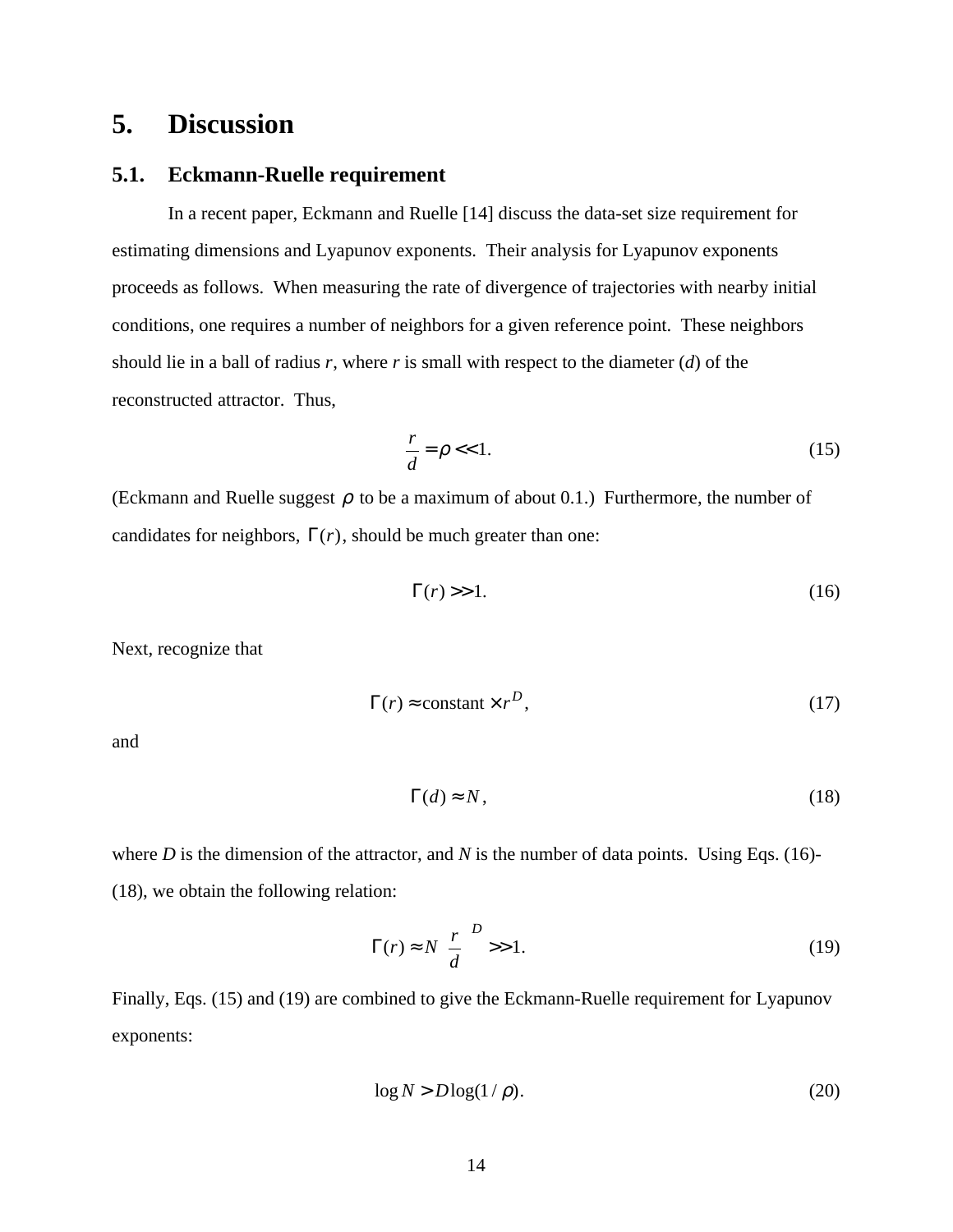# 5. Discussion

## 5.1. Eckmann-Ruelle requirement

In a recent paper, Eckmann and Ruelle [14] discuss the data-set size requirement for estimating dimensions and Lyapunov exponents. Their analysis for Lyapunov exponents proceeds as follows. When measuring the rate of divergence of trajectories with nearby initial conditions, one requires a number of neighbors for a given reference point. These neighbors should lie in a ball of radius *r*, where *r* is small with respect to the diameter (*d*) of the reconstructed attractor. Thus,

$$\frac{r}{d} = \rho << 1. \tag{15}$$

(Eckmann and Ruelle suggest $\rho$ to be a maximum of about 0.1.) Furthermore, the number of candidates for neighbors, $\Gamma(r)$, should be much greater than one:

$$\Gamma(r) >> 1. \tag{16}$$

Next, recognize that

$$\Gamma(r) \approx \text{constant} \times r^D, \tag{17}$$

and

$$\Gamma(d) \approx N, \tag{18}$$

where *D* is the dimension of the attractor, and *N* is the number of data points. Using Eqs. (16)-(18), we obtain the following relation:

$$\Gamma(r) \approx N \left(\frac{r}{d}\right)^D >> 1. \tag{19}$$

Finally, Eqs. (15) and (19) are combined to give the Eckmann-Ruelle requirement for Lyapunov exponents:

$$\log N > D \log(1/\rho). \tag{20}$$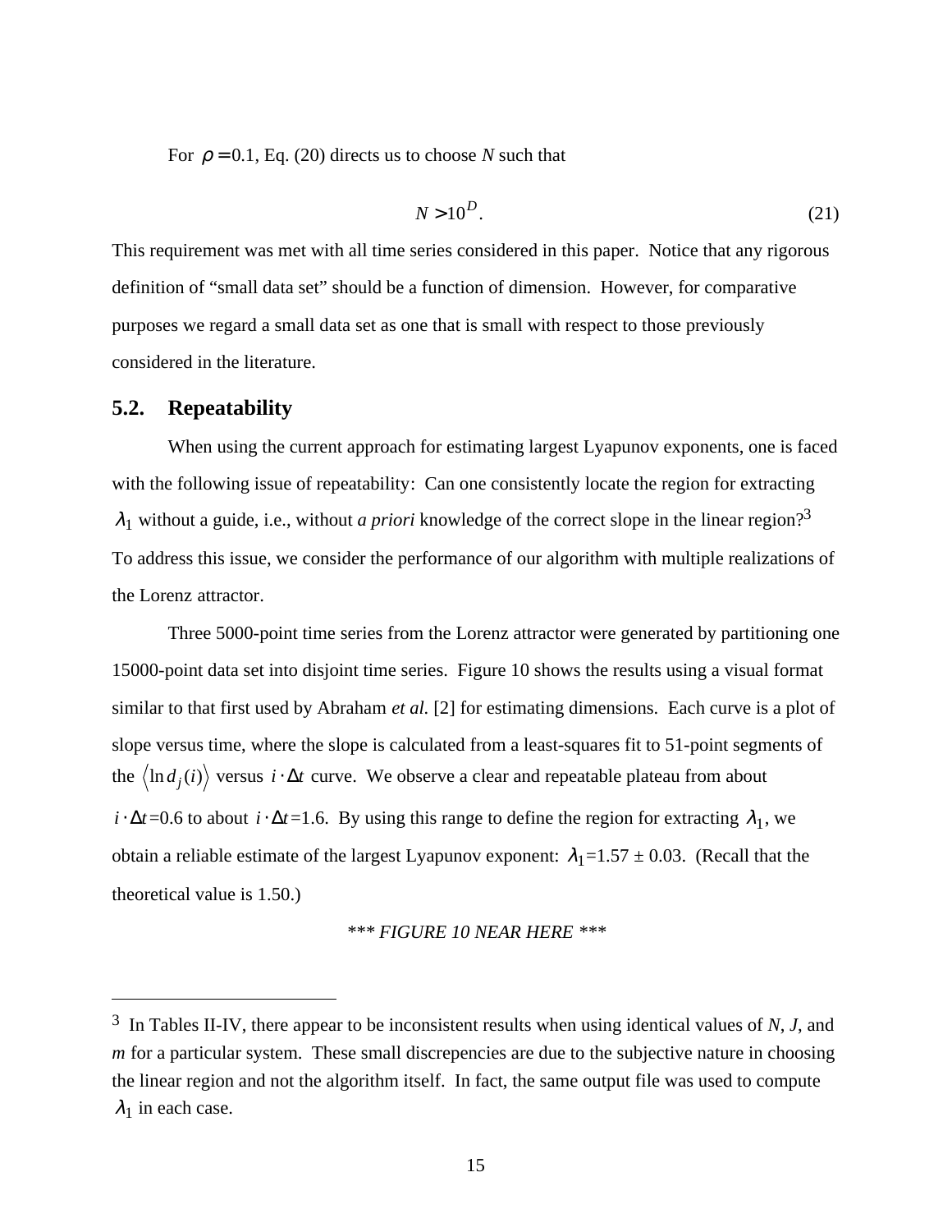For $\rho = 0.1$, Eq. (20) directs us to choose $N$ such that

$$N > 10^{D}. \tag{21}$$

This requirement was met with all time series considered in this paper. Notice that any rigorous definition of "small data set" should be a function of dimension. However, for comparative purposes we regard a small data set as one that is small with respect to those previously considered in the literature.

## 5.2. Repeatability

When using the current approach for estimating largest Lyapunov exponents, one is faced with the following issue of repeatability: Can one consistently locate the region for extracting $\lambda_1$ without a guide, i.e., without *a priori* knowledge of the correct slope in the linear region?[3] To address this issue, we consider the performance of our algorithm with multiple realizations of the Lorenz attractor.

Three 5000-point time series from the Lorenz attractor were generated by partitioning one 15000-point data set into disjoint time series. Figure 10 shows the results using a visual format similar to that first used by Abraham *et al.* [2] for estimating dimensions. Each curve is a plot of slope versus time, where the slope is calculated from a least-squares fit to 51-point segments of the $\langle \ln d_j(i) \rangle$ versus $i \cdot \Delta t$ curve. We observe a clear and repeatable plateau from about $i \cdot \Delta t = 0.6$ to about $i \cdot \Delta t = 1.6$. By using this range to define the region for extracting $\lambda_1$, we obtain a reliable estimate of the largest Lyapunov exponent: $\lambda_1 = 1.57 \pm 0.03$. (Recall that the theoretical value is 1.50.)

*\*\*\* FIGURE 10 NEAR HERE \*\*\**

---

[3] In Tables II-IV, there appear to be inconsistent results when using identical values of *N*, *J*, and *m* for a particular system. These small discrepencies are due to the subjective nature in choosing the linear region and not the algorithm itself. In fact, the same output file was used to compute $\lambda_1$ in each case.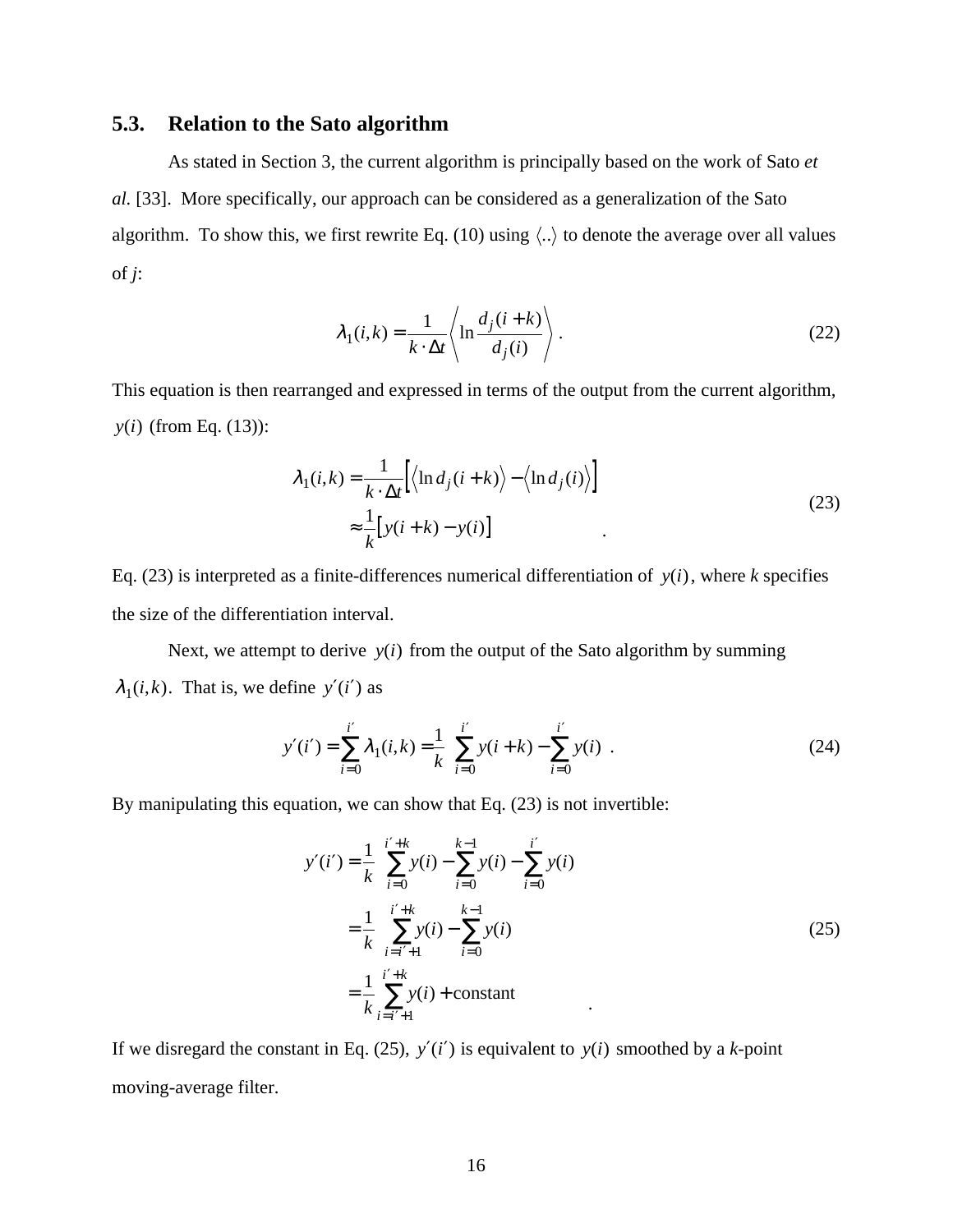## 5.3. Relation to the Sato algorithm

As stated in Section 3, the current algorithm is principally based on the work of Sato *et al.* [33]. More specifically, our approach can be considered as a generalization of the Sato algorithm. To show this, we first rewrite Eq. (10) using $\langle .. \rangle$ to denote the average over all values of *j*:

$$\lambda_1(i,k) = \frac{1}{k \cdot \Delta t} \left\langle \ln \frac{d_j(i+k)}{d_j(i)} \right\rangle . \tag{22}$$

This equation is then rearranged and expressed in terms of the output from the current algorithm, $y(i)$ (from Eq. (13)):

$$\begin{aligned} \lambda_1(i,k) &= \frac{1}{k \cdot \Delta t} \left[ \left\langle \ln d_j(i+k) \right\rangle - \left\langle \ln d_j(i) \right\rangle \right] \\ &\approx \frac{1}{k} \left[ y(i+k) - y(i) \right] \end{aligned} \quad . \tag{23}$$

Eq. (23) is interpreted as a finite-differences numerical differentiation of $y(i)$, where *k* specifies the size of the differentiation interval.

Next, we attempt to derive $y(i)$ from the output of the Sato algorithm by summing $\lambda_1(i,k)$. That is, we define $y'(i')$ as

$$y'(i') = \sum_{i=0}^{i'} \lambda_1(i,k) = \frac{1}{k} \left( \sum_{i=0}^{i'} y(i+k) - \sum_{i=0}^{i'} y(i) \right) . \tag{24}$$

By manipulating this equation, we can show that Eq. (23) is not invertible:

$$\begin{aligned} y'(i') &= \frac{1}{k} \left( \sum_{i=0}^{i'+k} y(i) - \sum_{i=0}^{k-1} y(i) - \sum_{i=0}^{i'} y(i) \right) \\ &= \frac{1}{k} \left( \sum_{i=i'+1}^{i'+k} y(i) - \sum_{i=0}^{k-1} y(i) \right) \\ &= \frac{1}{k} \sum_{i=i'+1}^{i'+k} y(i) + \text{constant} \end{aligned} \quad . \tag{25}$$

If we disregard the constant in Eq. (25), $y'(i')$ is equivalent to $y(i)$ smoothed by a *k*-point moving-average filter.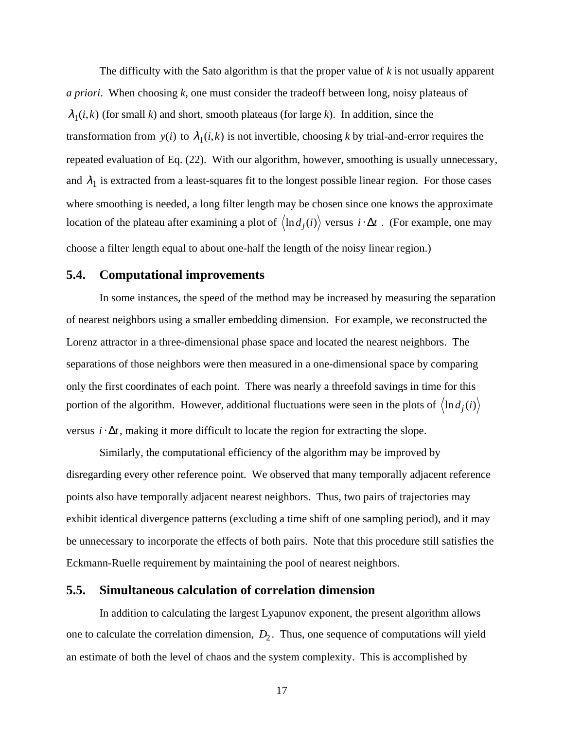The difficulty with the Sato algorithm is that the proper value of *k* is not usually apparent *a priori*. When choosing *k*, one must consider the tradeoff between long, noisy plateaus of $\lambda_1(i,k)$ (for small *k*) and short, smooth plateaus (for large *k*). In addition, since the transformation from $y(i)$ to $\lambda_1(i,k)$ is not invertible, choosing *k* by trial-and-error requires the repeated evaluation of Eq. (22). With our algorithm, however, smoothing is usually unnecessary, and $\lambda_1$ is extracted from a least-squares fit to the longest possible linear region. For those cases where smoothing is needed, a long filter length may be chosen since one knows the approximate location of the plateau after examining a plot of $\langle \ln d_j(i) \rangle$ versus $i \cdot \Delta t$. (For example, one may choose a filter length equal to about one-half the length of the noisy linear region.)

## 5.4. Computational improvements

In some instances, the speed of the method may be increased by measuring the separation of nearest neighbors using a smaller embedding dimension. For example, we reconstructed the Lorenz attractor in a three-dimensional phase space and located the nearest neighbors. The separations of those neighbors were then measured in a one-dimensional space by comparing only the first coordinates of each point. There was nearly a threefold savings in time for this portion of the algorithm. However, additional fluctuations were seen in the plots of $\langle \ln d_j(i) \rangle$ versus $i \cdot \Delta t$, making it more difficult to locate the region for extracting the slope.

Similarly, the computational efficiency of the algorithm may be improved by disregarding every other reference point. We observed that many temporally adjacent reference points also have temporally adjacent nearest neighbors. Thus, two pairs of trajectories may exhibit identical divergence patterns (excluding a time shift of one sampling period), and it may be unnecessary to incorporate the effects of both pairs. Note that this procedure still satisfies the Eckmann-Ruelle requirement by maintaining the pool of nearest neighbors.

## 5.5. Simultaneous calculation of correlation dimension

In addition to calculating the largest Lyapunov exponent, the present algorithm allows one to calculate the correlation dimension, $D_2$. Thus, one sequence of computations will yield an estimate of both the level of chaos and the system complexity. This is accomplished by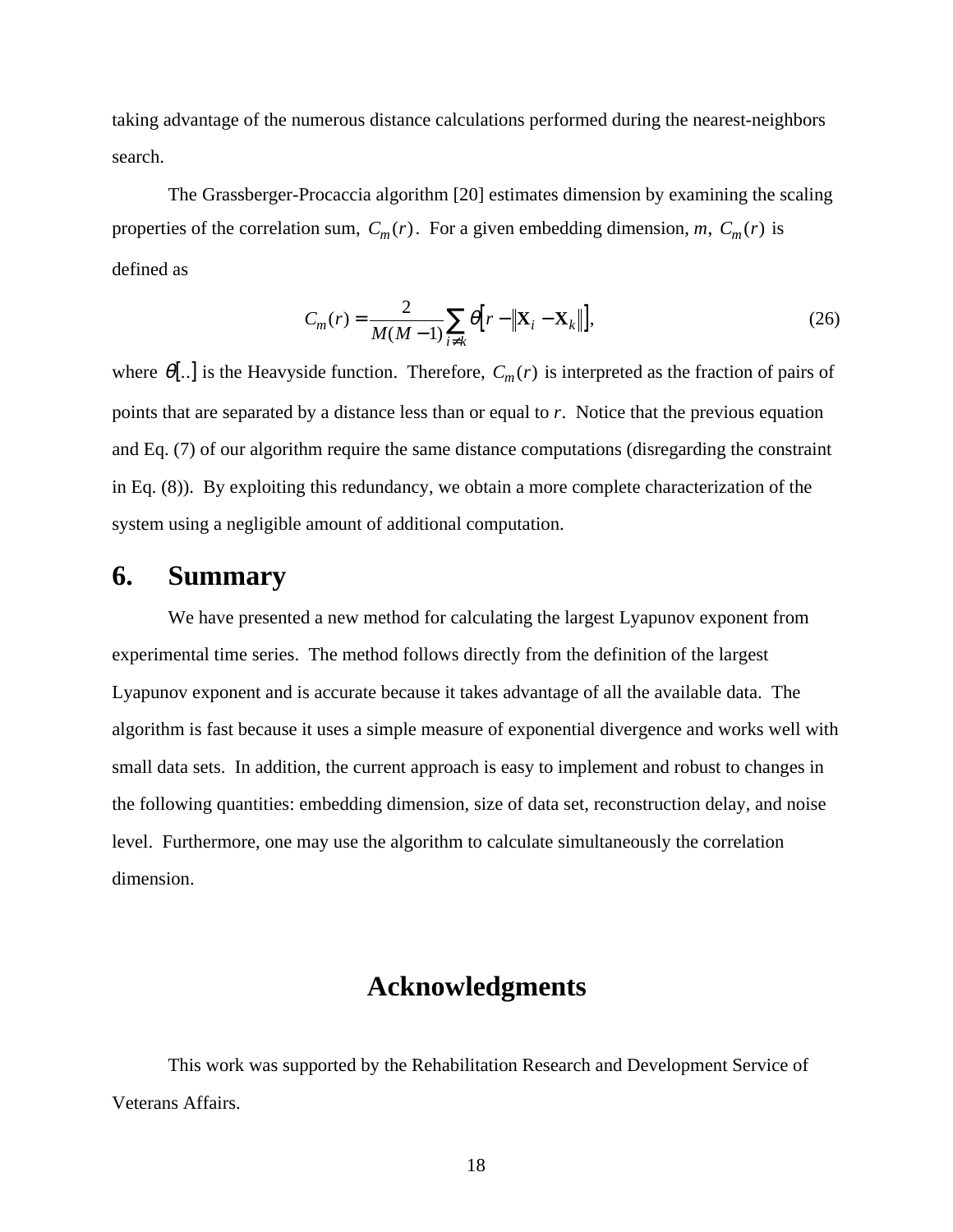taking advantage of the numerous distance calculations performed during the nearest-neighbors search.

The Grassberger-Procaccia algorithm [20] estimates dimension by examining the scaling properties of the correlation sum, $C_m(r)$. For a given embedding dimension, $m$, $C_m(r)$ is defined as

$$C_m(r) = \frac{2}{M(M-1)} \sum_{i \neq k} \theta\left[ r - \left\| \mathbf{X}_i - \mathbf{X}_k \right\| \right], \tag{26}$$

where $\theta[..]$ is the Heavyside function. Therefore, $C_m(r)$ is interpreted as the fraction of pairs of points that are separated by a distance less than or equal to $r$. Notice that the previous equation and Eq. (7) of our algorithm require the same distance computations (disregarding the constraint in Eq. (8)). By exploiting this redundancy, we obtain a more complete characterization of the system using a negligible amount of additional computation.

## 6. Summary

We have presented a new method for calculating the largest Lyapunov exponent from experimental time series. The method follows directly from the definition of the largest Lyapunov exponent and is accurate because it takes advantage of all the available data. The algorithm is fast because it uses a simple measure of exponential divergence and works well with small data sets. In addition, the current approach is easy to implement and robust to changes in the following quantities: embedding dimension, size of data set, reconstruction delay, and noise level. Furthermore, one may use the algorithm to calculate simultaneously the correlation dimension.

## Acknowledgments

This work was supported by the Rehabilitation Research and Development Service of Veterans Affairs.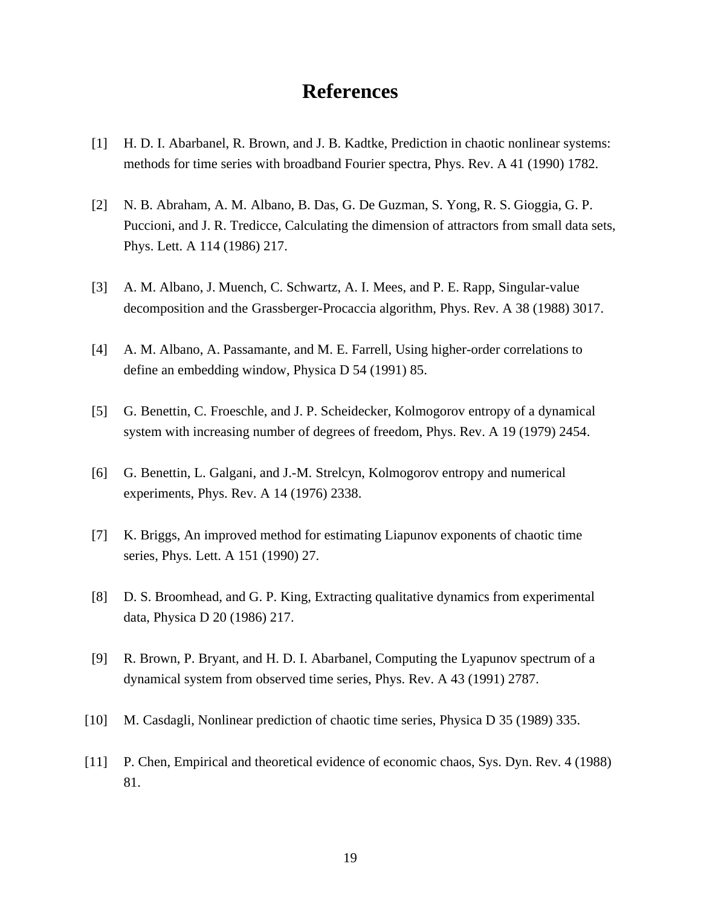# References

[1] H. D. I. Abarbanel, R. Brown, and J. B. Kadtke, Prediction in chaotic nonlinear systems: methods for time series with broadband Fourier spectra, Phys. Rev. A 41 (1990) 1782.

[2] N. B. Abraham, A. M. Albano, B. Das, G. De Guzman, S. Yong, R. S. Gioggia, G. P. Puccioni, and J. R. Tredicce, Calculating the dimension of attractors from small data sets, Phys. Lett. A 114 (1986) 217.

[3] A. M. Albano, J. Muench, C. Schwartz, A. I. Mees, and P. E. Rapp, Singular-value decomposition and the Grassberger-Procaccia algorithm, Phys. Rev. A 38 (1988) 3017.

[4] A. M. Albano, A. Passamante, and M. E. Farrell, Using higher-order correlations to define an embedding window, Physica D 54 (1991) 85.

[5] G. Benettin, C. Froeschle, and J. P. Scheidecker, Kolmogorov entropy of a dynamical system with increasing number of degrees of freedom, Phys. Rev. A 19 (1979) 2454.

[6] G. Benettin, L. Galgani, and J.-M. Strelcyn, Kolmogorov entropy and numerical experiments, Phys. Rev. A 14 (1976) 2338.

[7] K. Briggs, An improved method for estimating Liapunov exponents of chaotic time series, Phys. Lett. A 151 (1990) 27.

[8] D. S. Broomhead, and G. P. King, Extracting qualitative dynamics from experimental data, Physica D 20 (1986) 217.

[9] R. Brown, P. Bryant, and H. D. I. Abarbanel, Computing the Lyapunov spectrum of a dynamical system from observed time series, Phys. Rev. A 43 (1991) 2787.

[10] M. Casdagli, Nonlinear prediction of chaotic time series, Physica D 35 (1989) 335.

[11] P. Chen, Empirical and theoretical evidence of economic chaos, Sys. Dyn. Rev. 4 (1988) 81.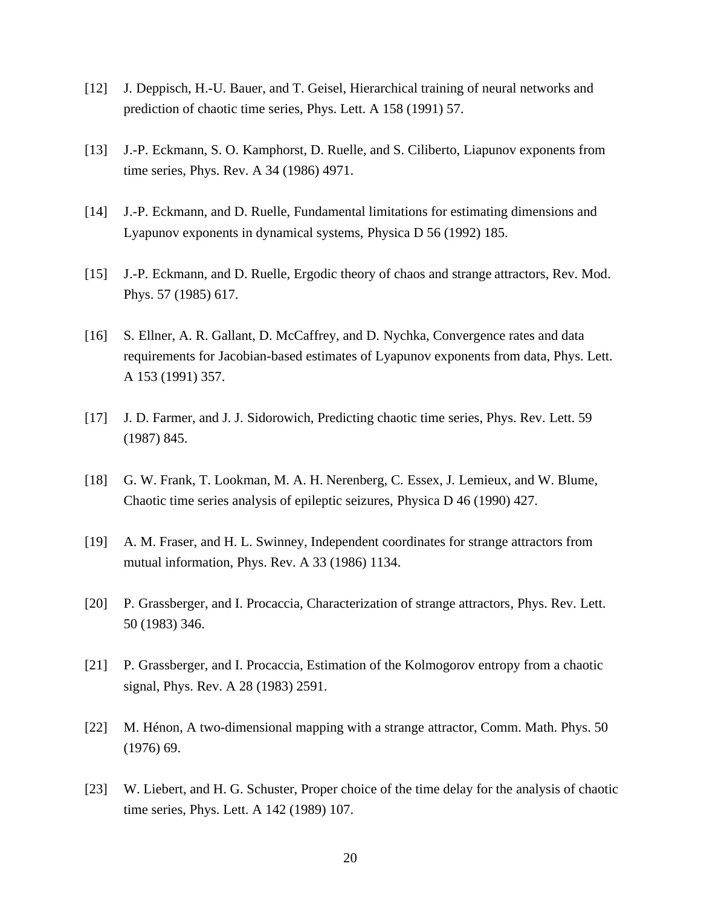[12] J. Deppisch, H.-U. Bauer, and T. Geisel, Hierarchical training of neural networks and prediction of chaotic time series, Phys. Lett. A 158 (1991) 57.

[13] J.-P. Eckmann, S. O. Kamphorst, D. Ruelle, and S. Ciliberto, Liapunov exponents from time series, Phys. Rev. A 34 (1986) 4971.

[14] J.-P. Eckmann, and D. Ruelle, Fundamental limitations for estimating dimensions and Lyapunov exponents in dynamical systems, Physica D 56 (1992) 185.

[15] J.-P. Eckmann, and D. Ruelle, Ergodic theory of chaos and strange attractors, Rev. Mod. Phys. 57 (1985) 617.

[16] S. Ellner, A. R. Gallant, D. McCaffrey, and D. Nychka, Convergence rates and data requirements for Jacobian-based estimates of Lyapunov exponents from data, Phys. Lett. A 153 (1991) 357.

[17] J. D. Farmer, and J. J. Sidorowich, Predicting chaotic time series, Phys. Rev. Lett. 59 (1987) 845.

[18] G. W. Frank, T. Lookman, M. A. H. Nerenberg, C. Essex, J. Lemieux, and W. Blume, Chaotic time series analysis of epileptic seizures, Physica D 46 (1990) 427.

[19] A. M. Fraser, and H. L. Swinney, Independent coordinates for strange attractors from mutual information, Phys. Rev. A 33 (1986) 1134.

[20] P. Grassberger, and I. Procaccia, Characterization of strange attractors, Phys. Rev. Lett. 50 (1983) 346.

[21] P. Grassberger, and I. Procaccia, Estimation of the Kolmogorov entropy from a chaotic signal, Phys. Rev. A 28 (1983) 2591.

[22] M. Hénon, A two-dimensional mapping with a strange attractor, Comm. Math. Phys. 50 (1976) 69.

[23] W. Liebert, and H. G. Schuster, Proper choice of the time delay for the analysis of chaotic time series, Phys. Lett. A 142 (1989) 107.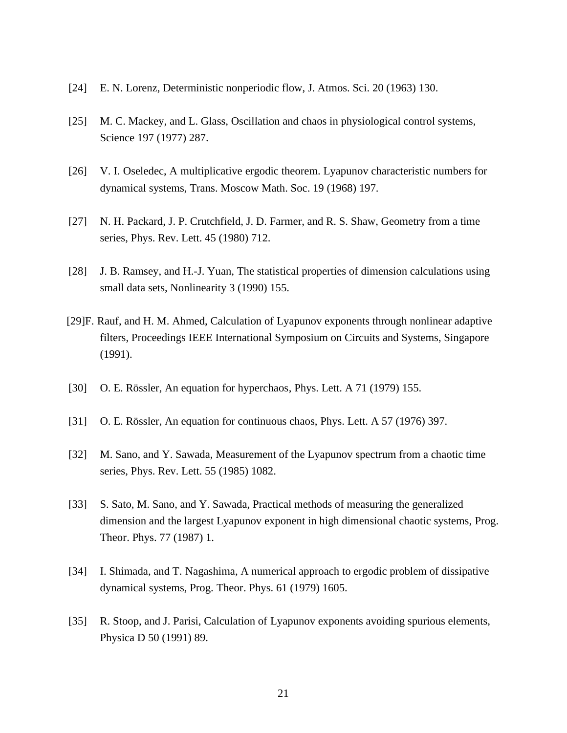[24] E. N. Lorenz, Deterministic nonperiodic flow, J. Atmos. Sci. 20 (1963) 130.

[25] M. C. Mackey, and L. Glass, Oscillation and chaos in physiological control systems, Science 197 (1977) 287.

[26] V. I. Oseledec, A multiplicative ergodic theorem. Lyapunov characteristic numbers for dynamical systems, Trans. Moscow Math. Soc. 19 (1968) 197.

[27] N. H. Packard, J. P. Crutchfield, J. D. Farmer, and R. S. Shaw, Geometry from a time series, Phys. Rev. Lett. 45 (1980) 712.

[28] J. B. Ramsey, and H.-J. Yuan, The statistical properties of dimension calculations using small data sets, Nonlinearity 3 (1990) 155.

[29] F. Rauf, and H. M. Ahmed, Calculation of Lyapunov exponents through nonlinear adaptive filters, Proceedings IEEE International Symposium on Circuits and Systems, Singapore (1991).

[30] O. E. Rössler, An equation for hyperchaos, Phys. Lett. A 71 (1979) 155.

[31] O. E. Rössler, An equation for continuous chaos, Phys. Lett. A 57 (1976) 397.

[32] M. Sano, and Y. Sawada, Measurement of the Lyapunov spectrum from a chaotic time series, Phys. Rev. Lett. 55 (1985) 1082.

[33] S. Sato, M. Sano, and Y. Sawada, Practical methods of measuring the generalized dimension and the largest Lyapunov exponent in high dimensional chaotic systems, Prog. Theor. Phys. 77 (1987) 1.

[34] I. Shimada, and T. Nagashima, A numerical approach to ergodic problem of dissipative dynamical systems, Prog. Theor. Phys. 61 (1979) 1605.

[35] R. Stoop, and J. Parisi, Calculation of Lyapunov exponents avoiding spurious elements, Physica D 50 (1991) 89.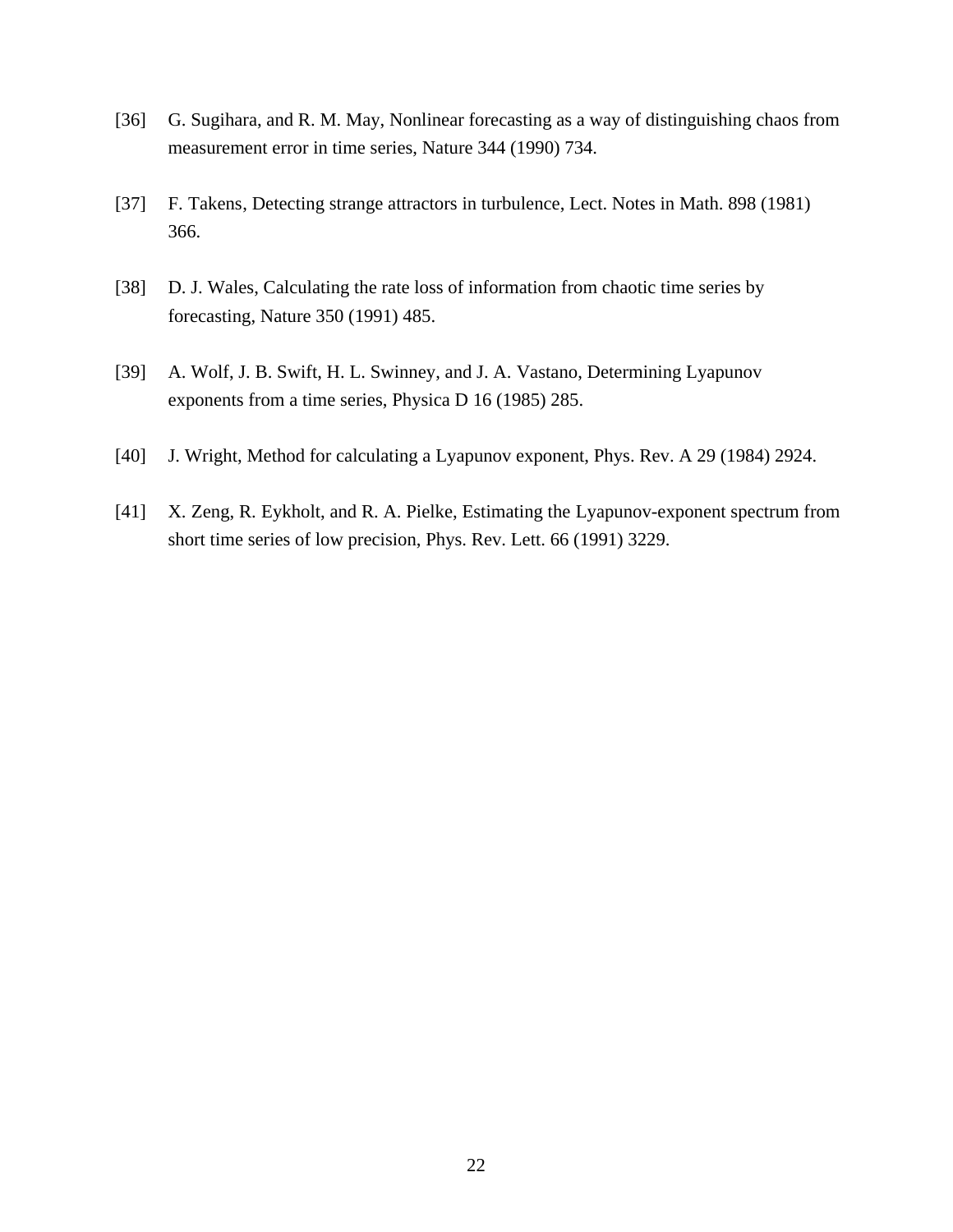[36] G. Sugihara, and R. M. May, Nonlinear forecasting as a way of distinguishing chaos from measurement error in time series, Nature 344 (1990) 734.

[37] F. Takens, Detecting strange attractors in turbulence, Lect. Notes in Math. 898 (1981) 366.

[38] D. J. Wales, Calculating the rate loss of information from chaotic time series by forecasting, Nature 350 (1991) 485.

[39] A. Wolf, J. B. Swift, H. L. Swinney, and J. A. Vastano, Determining Lyapunov exponents from a time series, Physica D 16 (1985) 285.

[40] J. Wright, Method for calculating a Lyapunov exponent, Phys. Rev. A 29 (1984) 2924.

[41] X. Zeng, R. Eykholt, and R. A. Pielke, Estimating the Lyapunov-exponent spectrum from short time series of low precision, Phys. Rev. Lett. 66 (1991) 3229.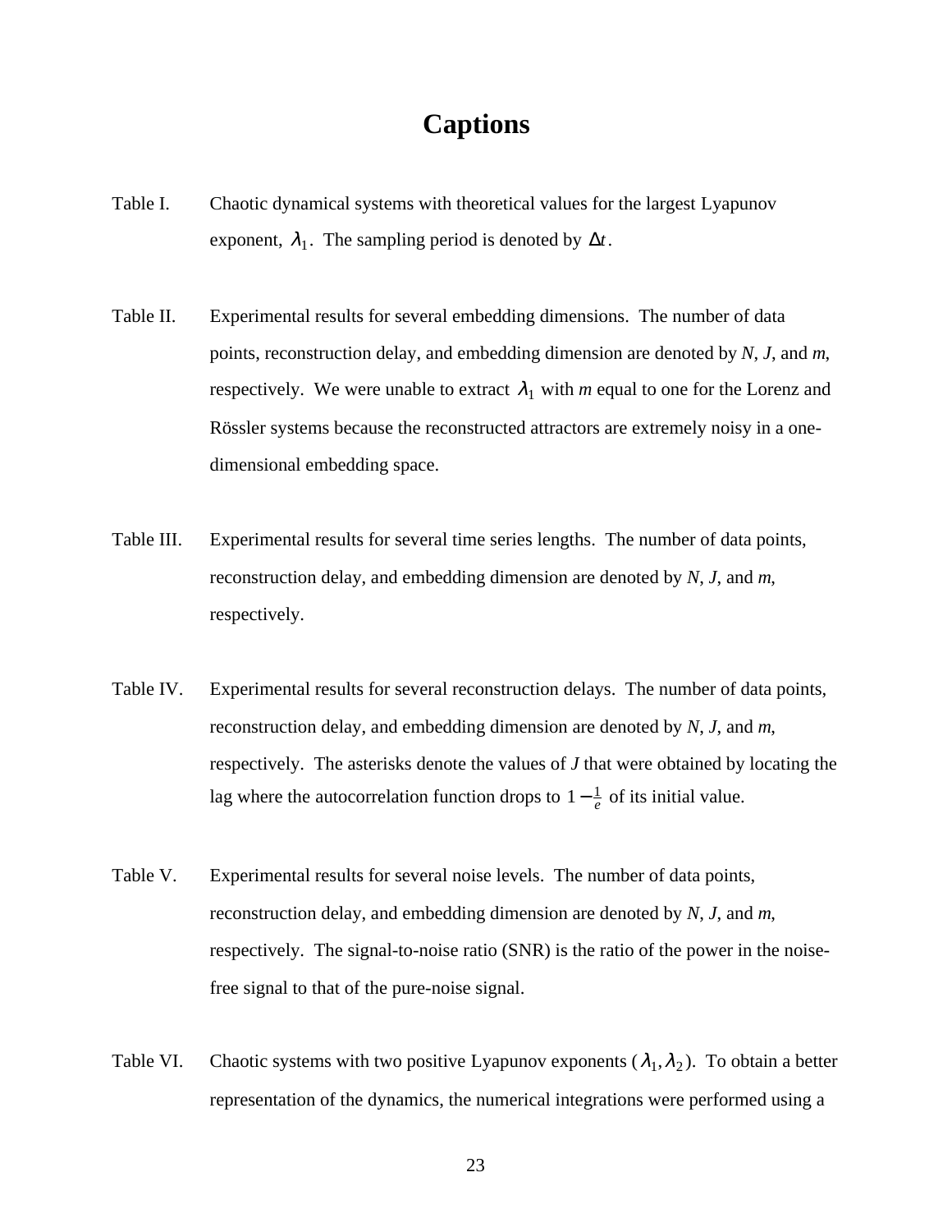# Captions

Table I. Chaotic dynamical systems with theoretical values for the largest Lyapunov exponent, $\lambda_1$. The sampling period is denoted by $\Delta t$.

Table II. Experimental results for several embedding dimensions. The number of data points, reconstruction delay, and embedding dimension are denoted by *N*, *J*, and *m*, respectively. We were unable to extract $\lambda_1$ with *m* equal to one for the Lorenz and Rössler systems because the reconstructed attractors are extremely noisy in a one-dimensional embedding space.

Table III. Experimental results for several time series lengths. The number of data points, reconstruction delay, and embedding dimension are denoted by *N*, *J*, and *m*, respectively.

Table IV. Experimental results for several reconstruction delays. The number of data points, reconstruction delay, and embedding dimension are denoted by *N*, *J*, and *m*, respectively. The asterisks denote the values of *J* that were obtained by locating the lag where the autocorrelation function drops to $1 - \frac{1}{e}$ of its initial value.

Table V. Experimental results for several noise levels. The number of data points, reconstruction delay, and embedding dimension are denoted by *N*, *J*, and *m*, respectively. The signal-to-noise ratio (SNR) is the ratio of the power in the noise-free signal to that of the pure-noise signal.

Table VI. Chaotic systems with two positive Lyapunov exponents ($\lambda_1, \lambda_2$). To obtain a better representation of the dynamics, the numerical integrations were performed using a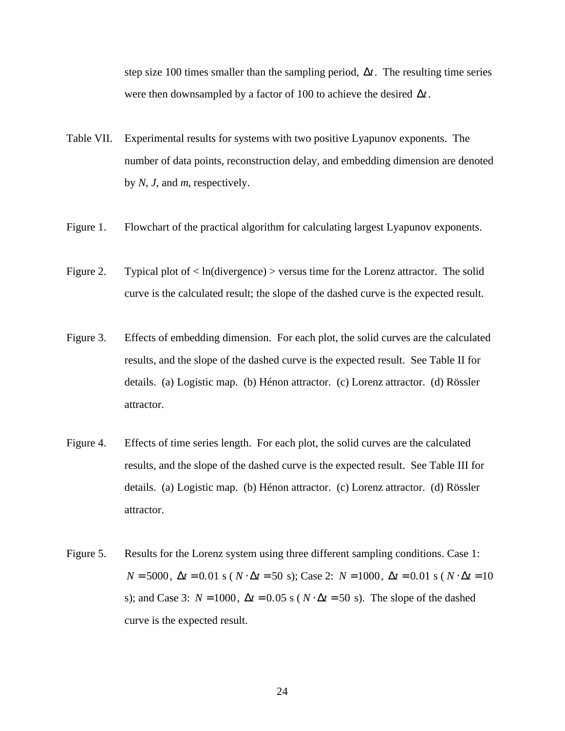step size 100 times smaller than the sampling period, $\Delta t$. The resulting time series were then downsampled by a factor of 100 to achieve the desired $\Delta t$.

Table VII. Experimental results for systems with two positive Lyapunov exponents. The number of data points, reconstruction delay, and embedding dimension are denoted by *N*, *J*, and *m*, respectively.

Figure 1. Flowchart of the practical algorithm for calculating largest Lyapunov exponents.

Figure 2. Typical plot of < ln(divergence) > versus time for the Lorenz attractor. The solid curve is the calculated result; the slope of the dashed curve is the expected result.

Figure 3. Effects of embedding dimension. For each plot, the solid curves are the calculated results, and the slope of the dashed curve is the expected result. See Table II for details. (a) Logistic map. (b) Hénon attractor. (c) Lorenz attractor. (d) Rössler attractor.

Figure 4. Effects of time series length. For each plot, the solid curves are the calculated results, and the slope of the dashed curve is the expected result. See Table III for details. (a) Logistic map. (b) Hénon attractor. (c) Lorenz attractor. (d) Rössler attractor.

Figure 5. Results for the Lorenz system using three different sampling conditions. Case 1: $N = 5000$, $\Delta t = 0.01$ s ($N \cdot \Delta t = 50$ s); Case 2: $N = 1000$, $\Delta t = 0.01$ s ($N \cdot \Delta t = 10$ s); and Case 3: $N = 1000$, $\Delta t = 0.05$ s ($N \cdot \Delta t = 50$ s). The slope of the dashed curve is the expected result.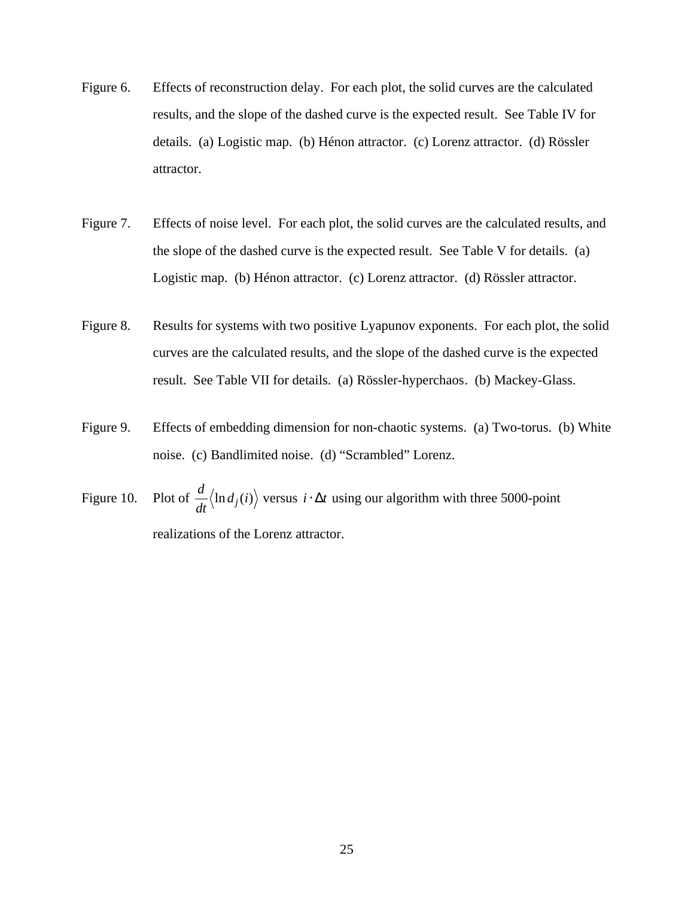Figure 6. Effects of reconstruction delay. For each plot, the solid curves are the calculated results, and the slope of the dashed curve is the expected result. See Table IV for details. (a) Logistic map. (b) Hénon attractor. (c) Lorenz attractor. (d) Rössler attractor.

Figure 7. Effects of noise level. For each plot, the solid curves are the calculated results, and the slope of the dashed curve is the expected result. See Table V for details. (a) Logistic map. (b) Hénon attractor. (c) Lorenz attractor. (d) Rössler attractor.

Figure 8. Results for systems with two positive Lyapunov exponents. For each plot, the solid curves are the calculated results, and the slope of the dashed curve is the expected result. See Table VII for details. (a) Rössler-hyperchaos. (b) Mackey-Glass.

Figure 9. Effects of embedding dimension for non-chaotic systems. (a) Two-torus. (b) White noise. (c) Bandlimited noise. (d) “Scrambled” Lorenz.

Figure 10. Plot of $\frac{d}{dt}\left\langle \ln d_j(i) \right\rangle$ versus $i \cdot \Delta t$ using our algorithm with three 5000-point realizations of the Lorenz attractor.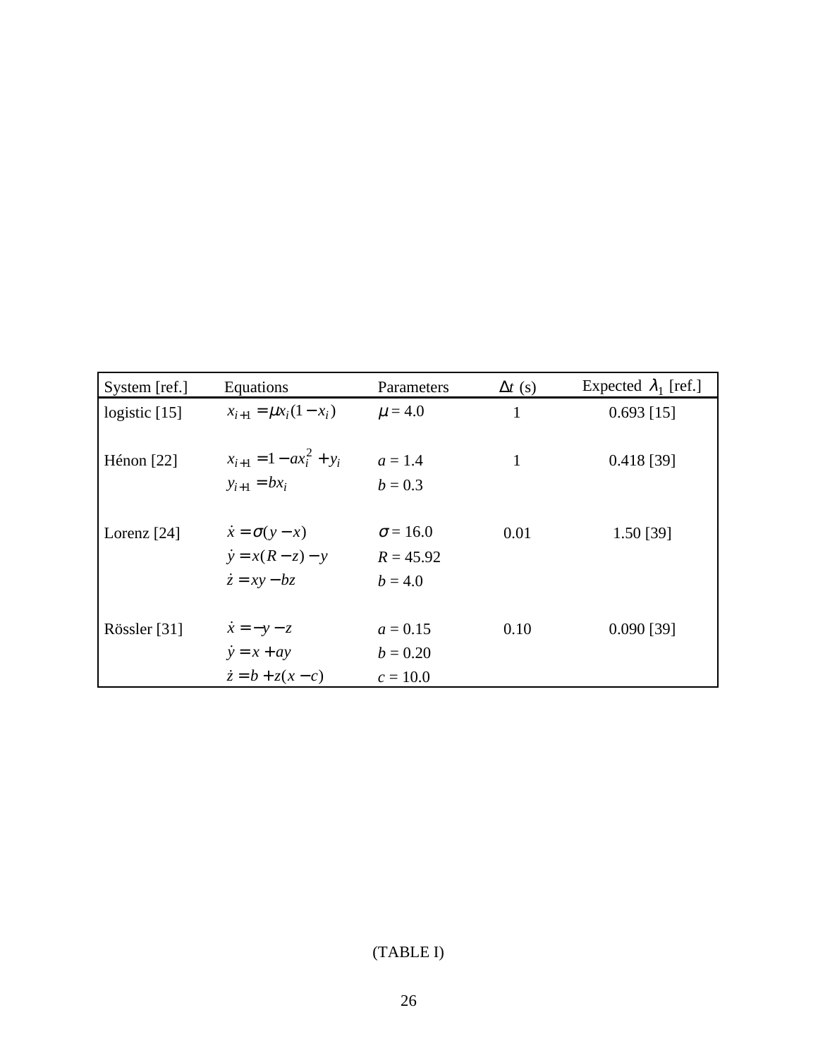| System [ref.] | Equations | Parameters | $\Delta t$ (s) | Expected $\lambda_1$ [ref.] |
|---|---|---|---|---|
| logistic [15] | $x_{i+1} = \mu x_i(1 - x_i)$ | $\mu = 4.0$ | 1 | 0.693 [15] |
| Hénon [22] | $x_{i+1} = 1 - a x_i^2 + y_i$<br>$y_{i+1} = b x_i$ | $a = 1.4$<br>$b = 0.3$ | 1 | 0.418 [39] |
| Lorenz [24] | $\dot{x} = \sigma(y - x)$<br>$\dot{y} = x(R - z) - y$<br>$\dot{z} = xy - bz$ | $\sigma = 16.0$<br>$R = 45.92$<br>$b = 4.0$ | 0.01 | 1.50 [39] |
| Rössler [31] | $\dot{x} = -y - z$<br>$\dot{y} = x + ay$<br>$\dot{z} = b + z(x - c)$ | $a = 0.15$<br>$b = 0.20$<br>$c = 10.0$ | 0.10 | 0.090 [39] |

(TABLE I)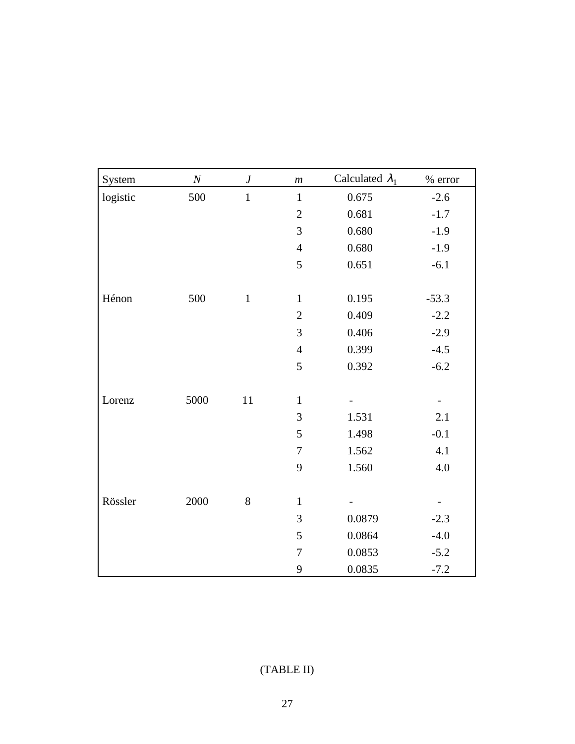| System | $N$ | $J$ | $m$ | Calculated $\lambda_1$ | % error |
|---|---|---|---|---|---|
| logistic | 500 | 1 | 1 | 0.675 | -2.6 |
| | | | 2 | 0.681 | -1.7 |
| | | | 3 | 0.680 | -1.9 |
| | | | 4 | 0.680 | -1.9 |
| | | | 5 | 0.651 | -6.1 |
| Hénon | 500 | 1 | 1 | 0.195 | -53.3 |
| | | | 2 | 0.409 | -2.2 |
| | | | 3 | 0.406 | -2.9 |
| | | | 4 | 0.399 | -4.5 |
| | | | 5 | 0.392 | -6.2 |
| Lorenz | 5000 | 11 | 1 | - | - |
| | | | 3 | 1.531 | 2.1 |
| | | | 5 | 1.498 | -0.1 |
| | | | 7 | 1.562 | 4.1 |
| | | | 9 | 1.560 | 4.0 |
| Rössler | 2000 | 8 | 1 | - | - |
| | | | 3 | 0.0879 | -2.3 |
| | | | 5 | 0.0864 | -4.0 |
| | | | 7 | 0.0853 | -5.2 |
| | | | 9 | 0.0835 | -7.2 |

(TABLE II)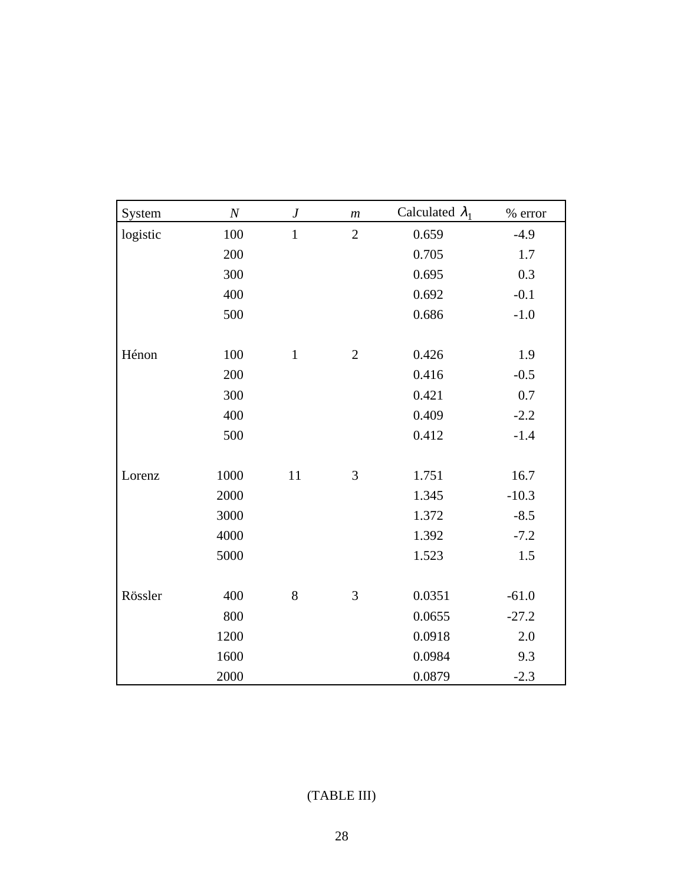| System | $N$ | $J$ | $m$ | Calculated $\lambda_1$ | % error |
|---|---|---|---|---|---|
| logistic | 100 | 1 | 2 | 0.659 | -4.9 |
| | 200 | | | 0.705 | 1.7 |
| | 300 | | | 0.695 | 0.3 |
| | 400 | | | 0.692 | -0.1 |
| | 500 | | | 0.686 | -1.0 |
| | | | | | |
| Hénon | 100 | 1 | 2 | 0.426 | 1.9 |
| | 200 | | | 0.416 | -0.5 |
| | 300 | | | 0.421 | 0.7 |
| | 400 | | | 0.409 | -2.2 |
| | 500 | | | 0.412 | -1.4 |
| | | | | | |
| Lorenz | 1000 | 11 | 3 | 1.751 | 16.7 |
| | 2000 | | | 1.345 | -10.3 |
| | 3000 | | | 1.372 | -8.5 |
| | 4000 | | | 1.392 | -7.2 |
| | 5000 | | | 1.523 | 1.5 |
| | | | | | |
| Rössler | 400 | 8 | 3 | 0.0351 | -61.0 |
| | 800 | | | 0.0655 | -27.2 |
| | 1200 | | | 0.0918 | 2.0 |
| | 1600 | | | 0.0984 | 9.3 |
| | 2000 | | | 0.0879 | -2.3 |

(TABLE III)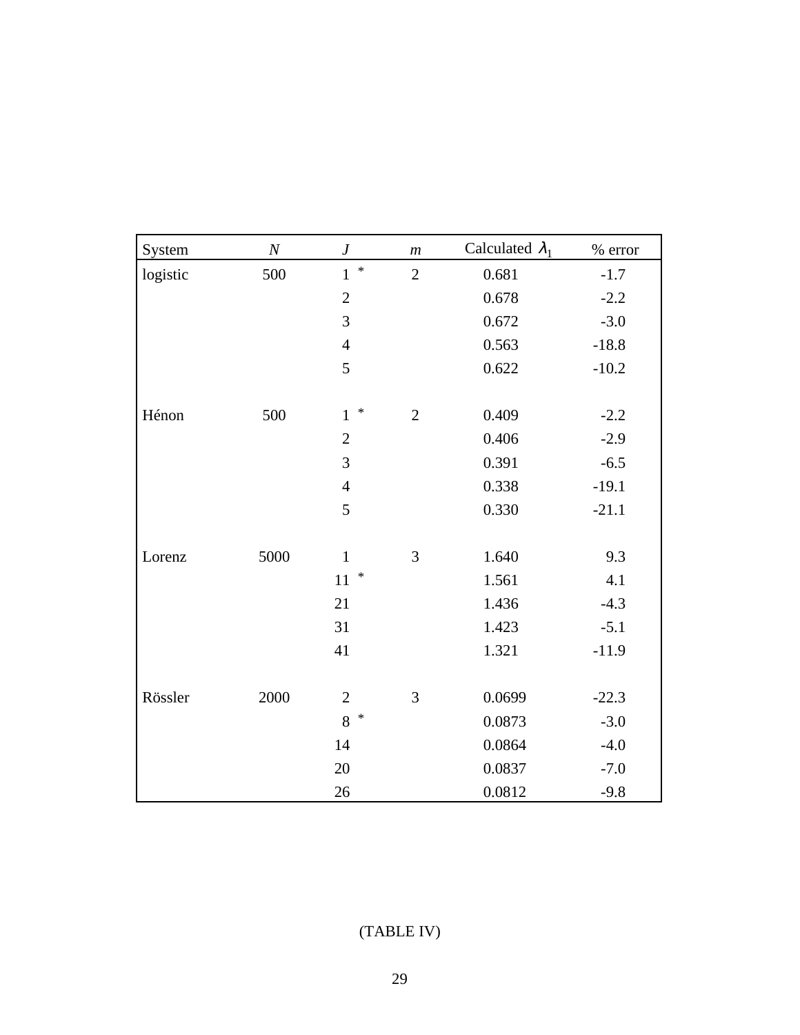| System | $N$ | $J$ | $m$ | Calculated $\lambda_1$ | % error |
|---|---|---|---|---|---|
| logistic | 500 | 1 * | 2 | 0.681 | -1.7 |
| | | 2 | | 0.678 | -2.2 |
| | | 3 | | 0.672 | -3.0 |
| | | 4 | | 0.563 | -18.8 |
| | | 5 | | 0.622 | -10.2 |
| | | | | | |
| Hénon | 500 | 1 * | 2 | 0.409 | -2.2 |
| | | 2 | | 0.406 | -2.9 |
| | | 3 | | 0.391 | -6.5 |
| | | 4 | | 0.338 | -19.1 |
| | | 5 | | 0.330 | -21.1 |
| | | | | | |
| Lorenz | 5000 | 1 | 3 | 1.640 | 9.3 |
| | | 11 * | | 1.561 | 4.1 |
| | | 21 | | 1.436 | -4.3 |
| | | 31 | | 1.423 | -5.1 |
| | | 41 | | 1.321 | -11.9 |
| | | | | | |
| Rössler | 2000 | 2 | 3 | 0.0699 | -22.3 |
| | | 8 * | | 0.0873 | -3.0 |
| | | 14 | | 0.0864 | -4.0 |
| | | 20 | | 0.0837 | -7.0 |
| | | 26 | | 0.0812 | -9.8 |

(TABLE IV)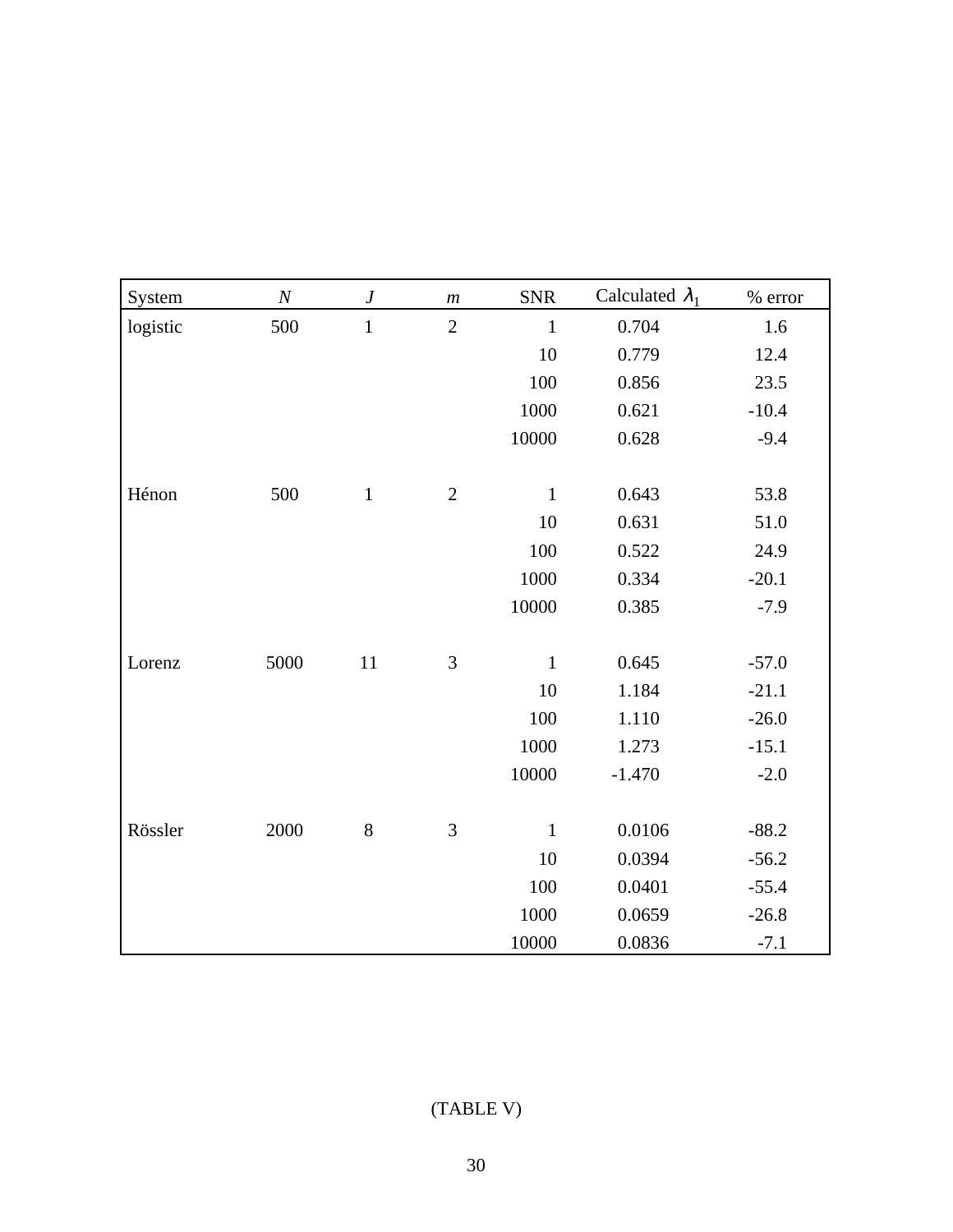| System | $N$ | $J$ | $m$ | SNR | Calculated $\lambda_1$ | % error |
|---|---|---|---|---|---|---|
| logistic | 500 | 1 | 2 | 1 | 0.704 | 1.6 |
| | | | | 10 | 0.779 | 12.4 |
| | | | | 100 | 0.856 | 23.5 |
| | | | | 1000 | 0.621 | -10.4 |
| | | | | 10000 | 0.628 | -9.4 |
| Hénon | 500 | 1 | 2 | 1 | 0.643 | 53.8 |
| | | | | 10 | 0.631 | 51.0 |
| | | | | 100 | 0.522 | 24.9 |
| | | | | 1000 | 0.334 | -20.1 |
| | | | | 10000 | 0.385 | -7.9 |
| Lorenz | 5000 | 11 | 3 | 1 | 0.645 | -57.0 |
| | | | | 10 | 1.184 | -21.1 |
| | | | | 100 | 1.110 | -26.0 |
| | | | | 1000 | 1.273 | -15.1 |
| | | | | 10000 | -1.470 | -2.0 |
| Rössler | 2000 | 8 | 3 | 1 | 0.0106 | -88.2 |
| | | | | 10 | 0.0394 | -56.2 |
| | | | | 100 | 0.0401 | -55.4 |
| | | | | 1000 | 0.0659 | -26.8 |
| | | | | 10000 | 0.0836 | -7.1 |

(TABLE V)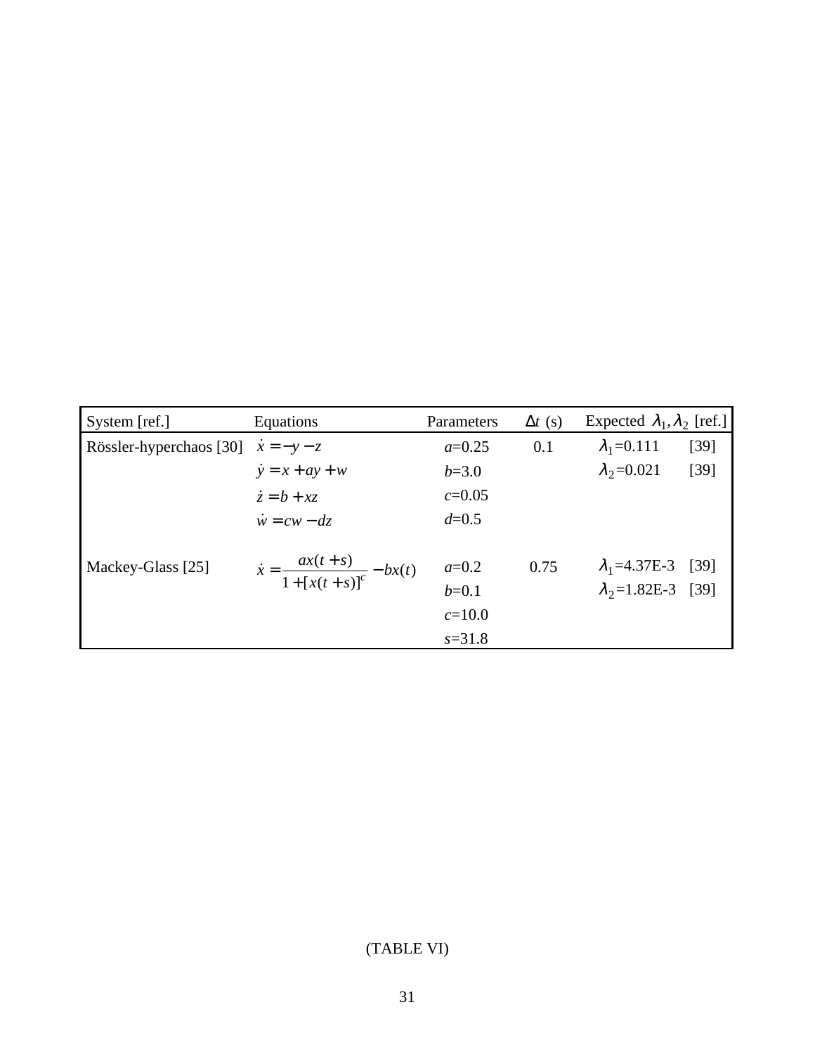| System [ref.] | Equations | Parameters | $\Delta t$ (s) | Expected $\lambda_1, \lambda_2$ [ref.] |
|---|---|---|---|---|
| Rössler-hyperchaos [30] | $\dot{x} = -y - z$ | $a$=0.25 | 0.1 | $\lambda_1$=0.111 [39] |
| | $\dot{y} = x + ay + w$ | $b$=3.0 | | $\lambda_2$=0.021 [39] |
| | $\dot{z} = b + xz$ | $c$=0.05 | | |
| | $\dot{w} = cw - dz$ | $d$=0.5 | | |
| Mackey-Glass [25] | $\dot{x} = \dfrac{ax(t+s)}{1+[x(t+s)]^c} - bx(t)$ | $a$=0.2 | 0.75 | $\lambda_1$=4.37E-3 [39] |
| | | $b$=0.1 | | $\lambda_2$=1.82E-3 [39] |
| | | $c$=10.0 | | |
| | | $s$=31.8 | | |

(TABLE VI)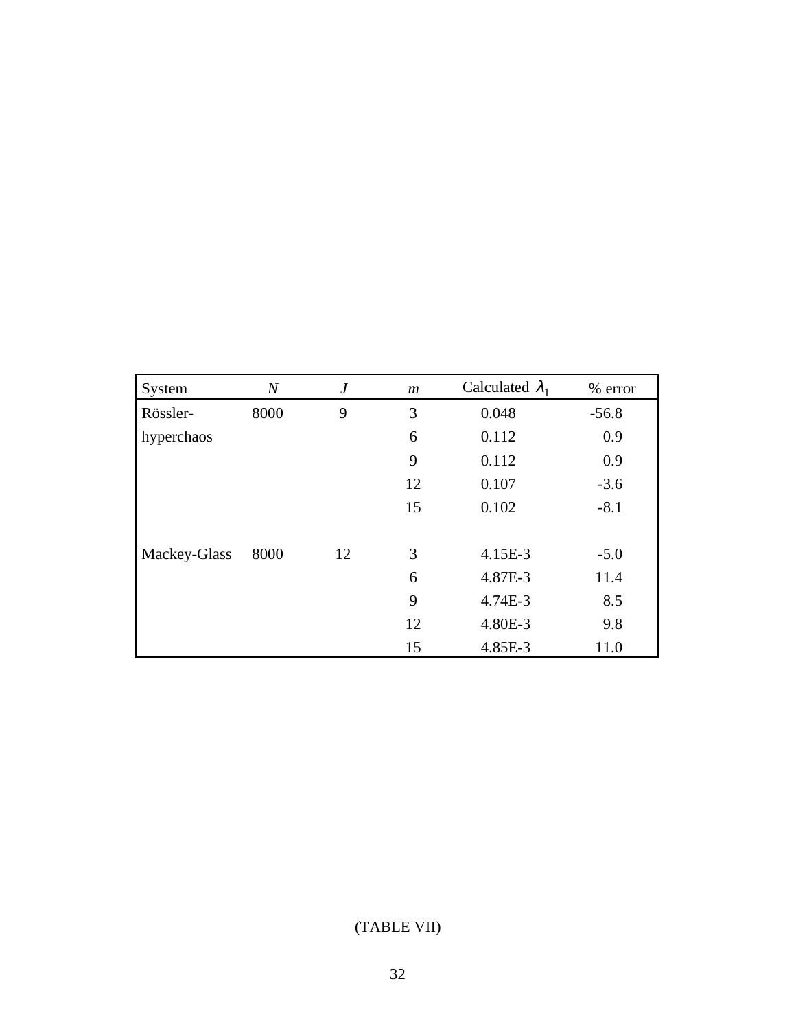| System | $N$ | $J$ | $m$ | Calculated $\lambda_1$ | % error |
|---|---|---|---|---|---|
| Rössler-hyperchaos | 8000 | 9 | 3 | 0.048 | -56.8 |
| | | | 6 | 0.112 | 0.9 |
| | | | 9 | 0.112 | 0.9 |
| | | | 12 | 0.107 | -3.6 |
| | | | 15 | 0.102 | -8.1 |
| Mackey-Glass | 8000 | 12 | 3 | 4.15E-3 | -5.0 |
| | | | 6 | 4.87E-3 | 11.4 |
| | | | 9 | 4.74E-3 | 8.5 |
| | | | 12 | 4.80E-3 | 9.8 |
| | | | 15 | 4.85E-3 | 11.0 |

(TABLE VII)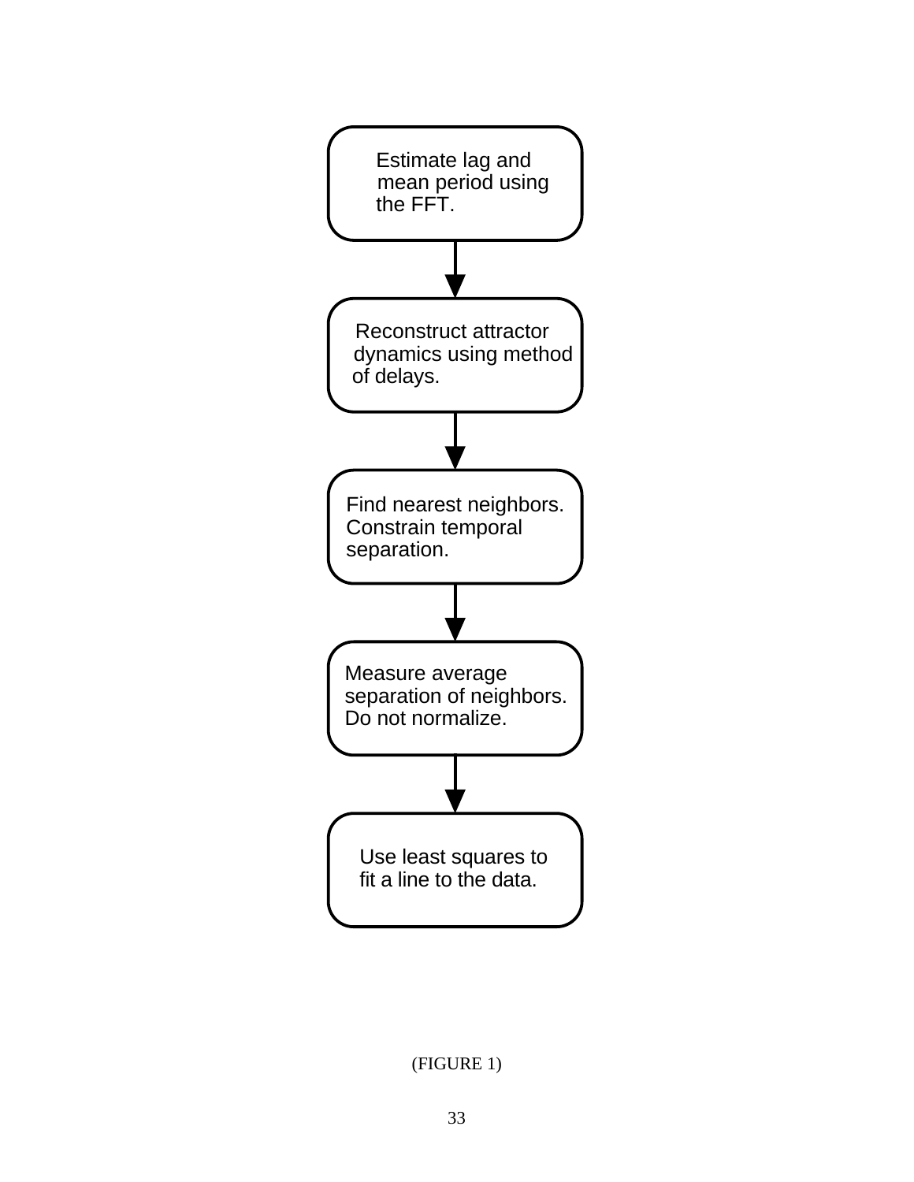Estimate lag and mean period using the FFT.

↓

Reconstruct attractor dynamics using method of delays.

↓

Find nearest neighbors. Constrain temporal separation.

↓

Measure average separation of neighbors. Do not normalize.

↓

Use least squares to fit a line to the data.

(FIGURE 1)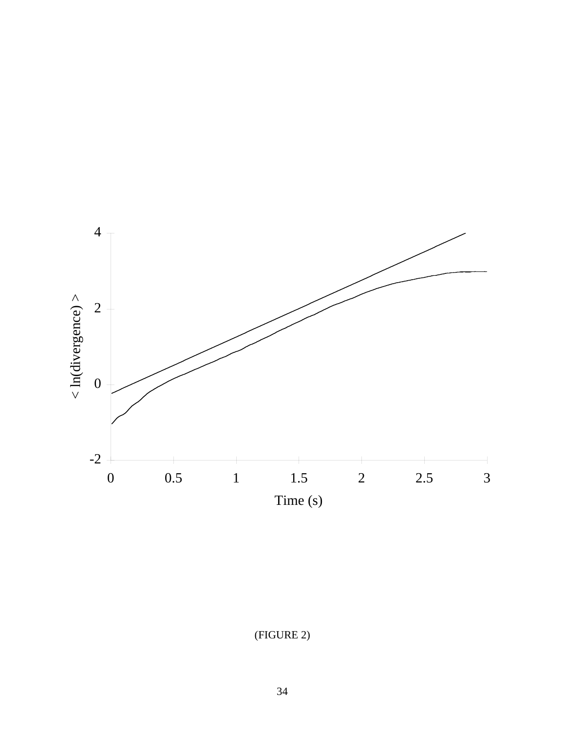(FIGURE 2)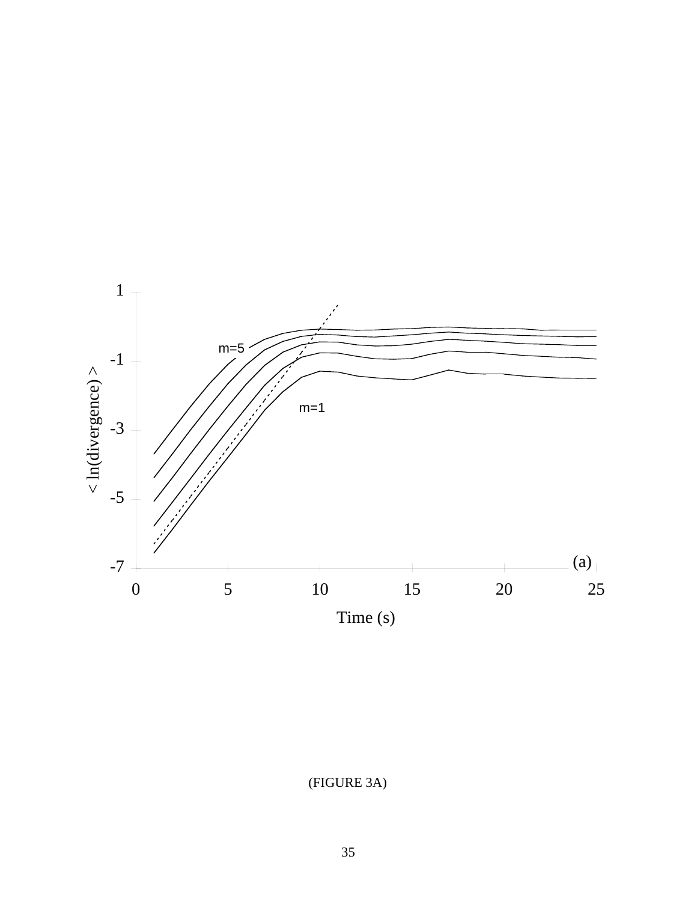(FIGURE 3A)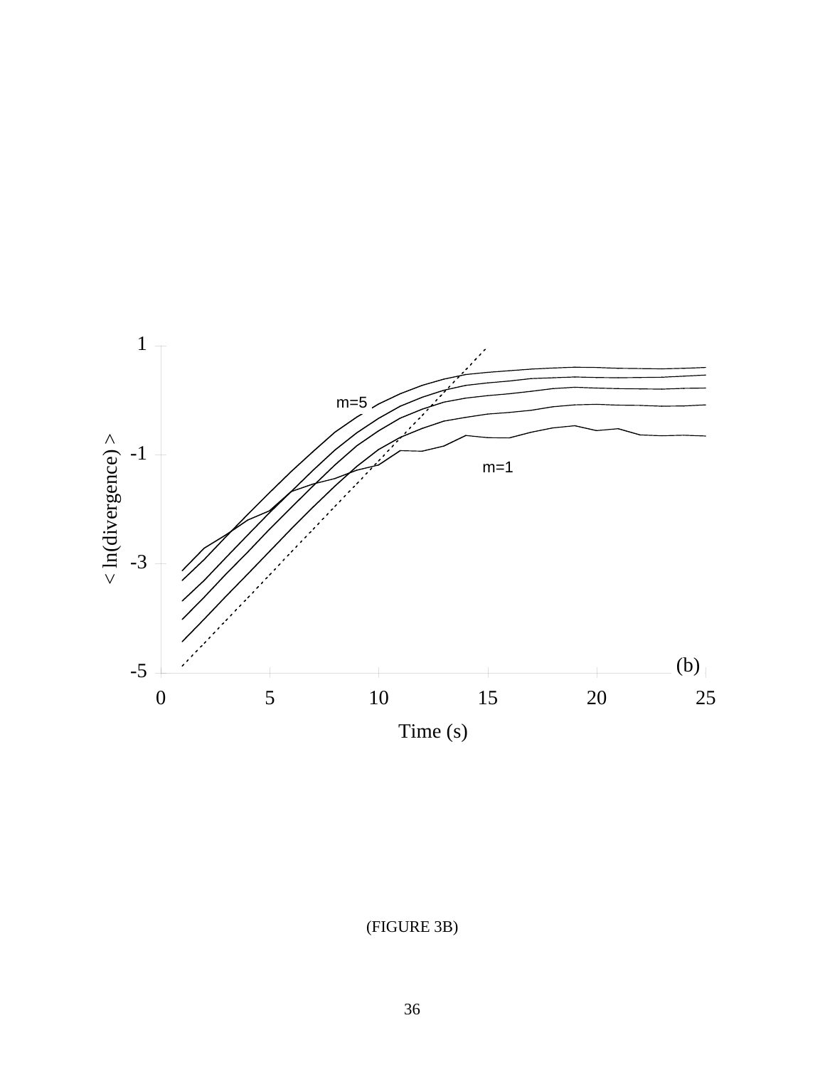(FIGURE 3B)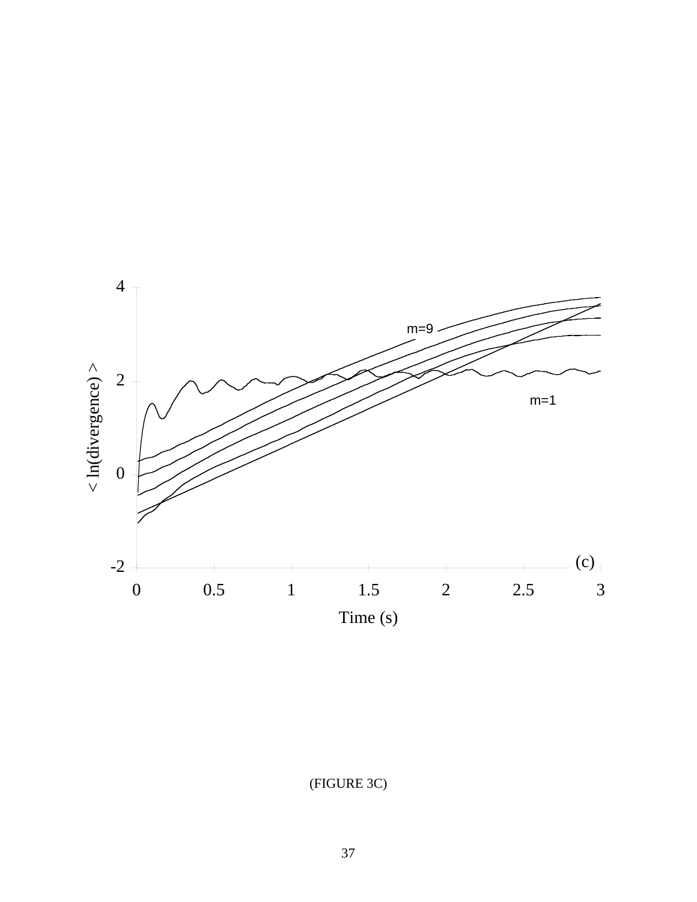(FIGURE 3C)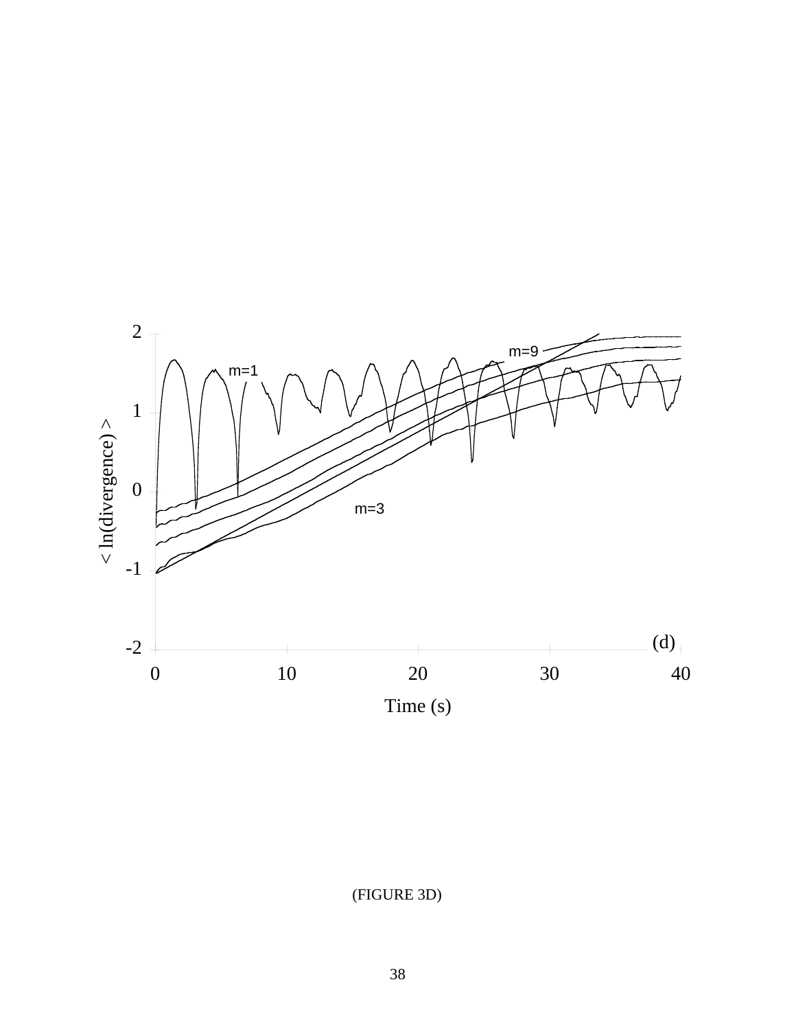(FIGURE 3D)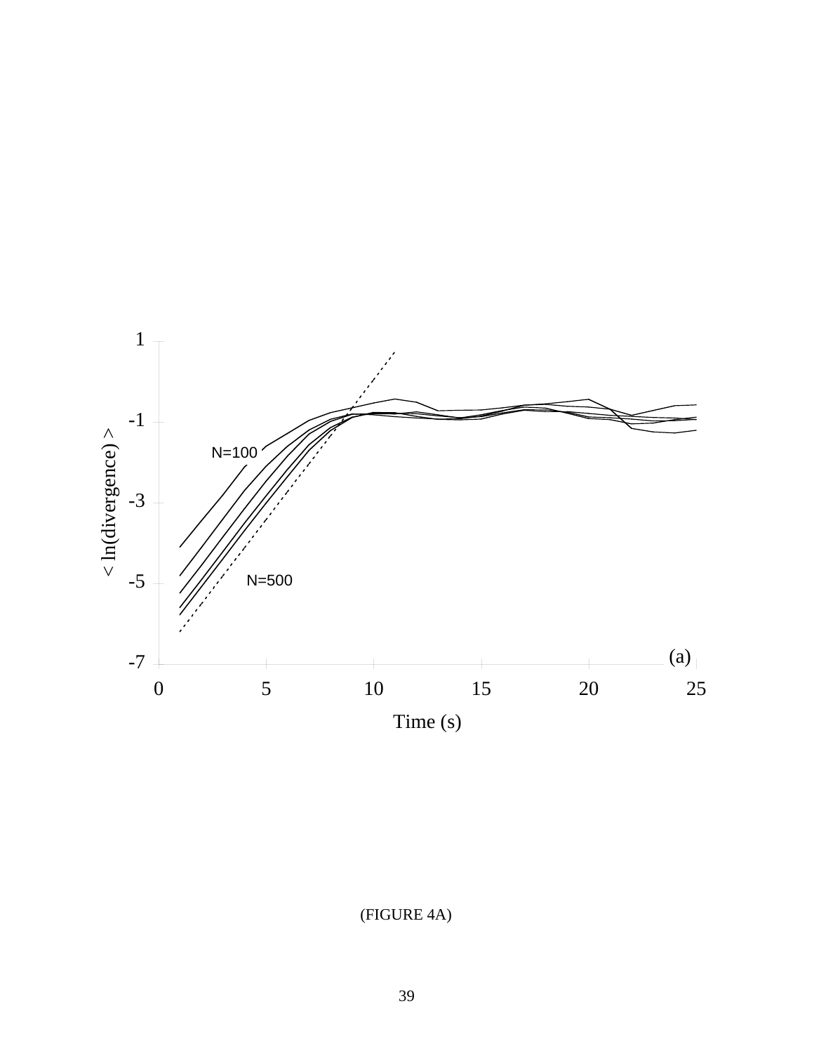(FIGURE 4A)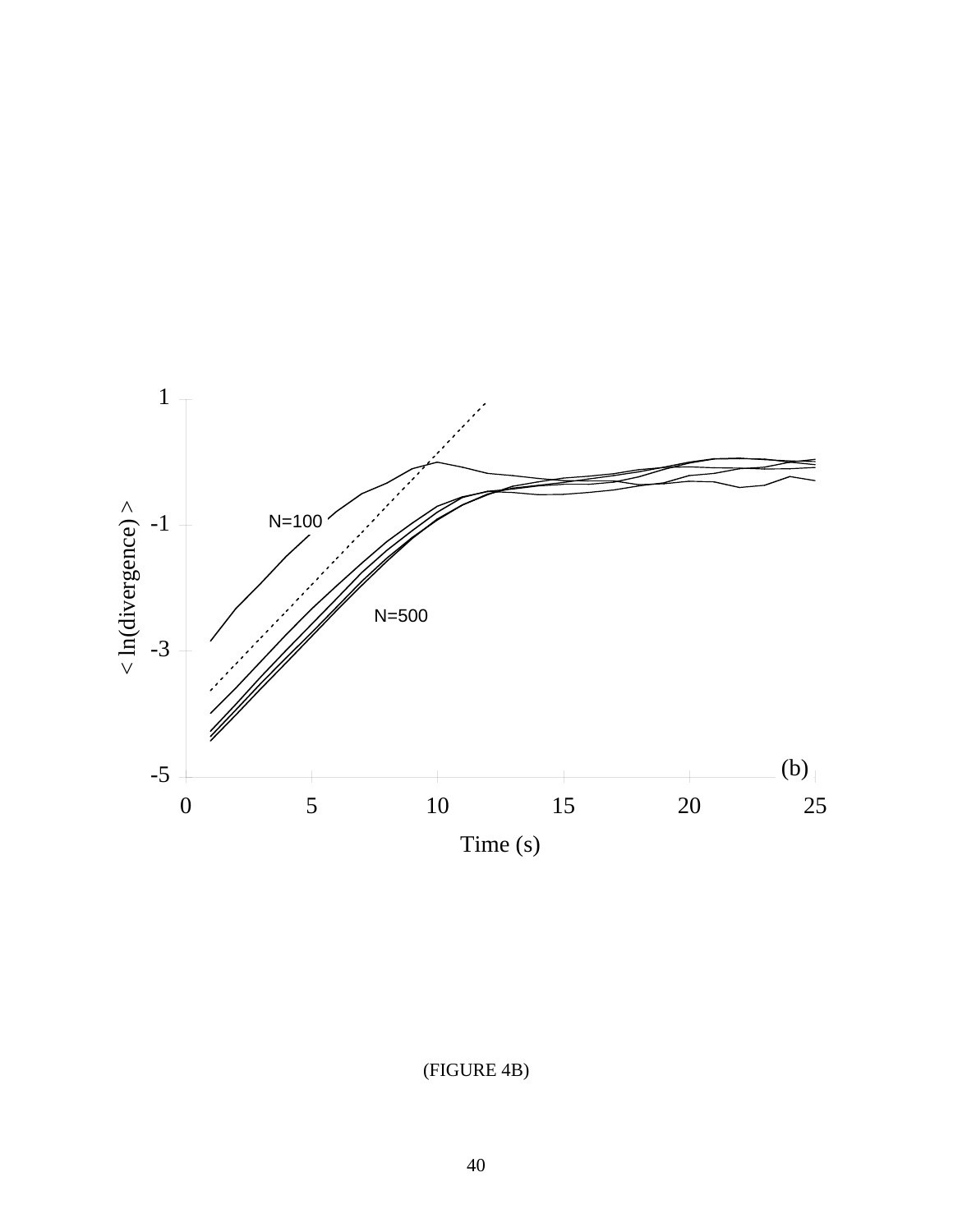(FIGURE 4B)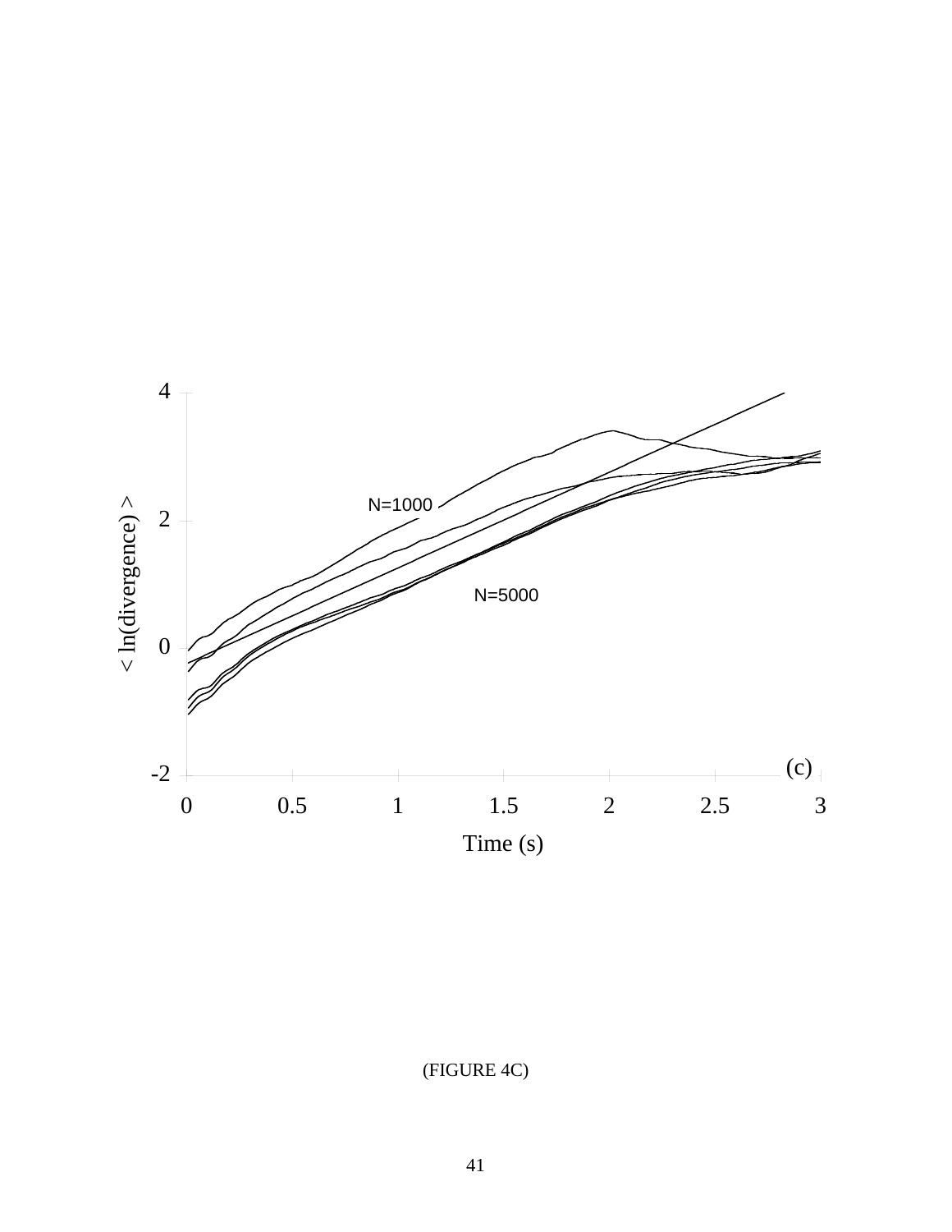(FIGURE 4C)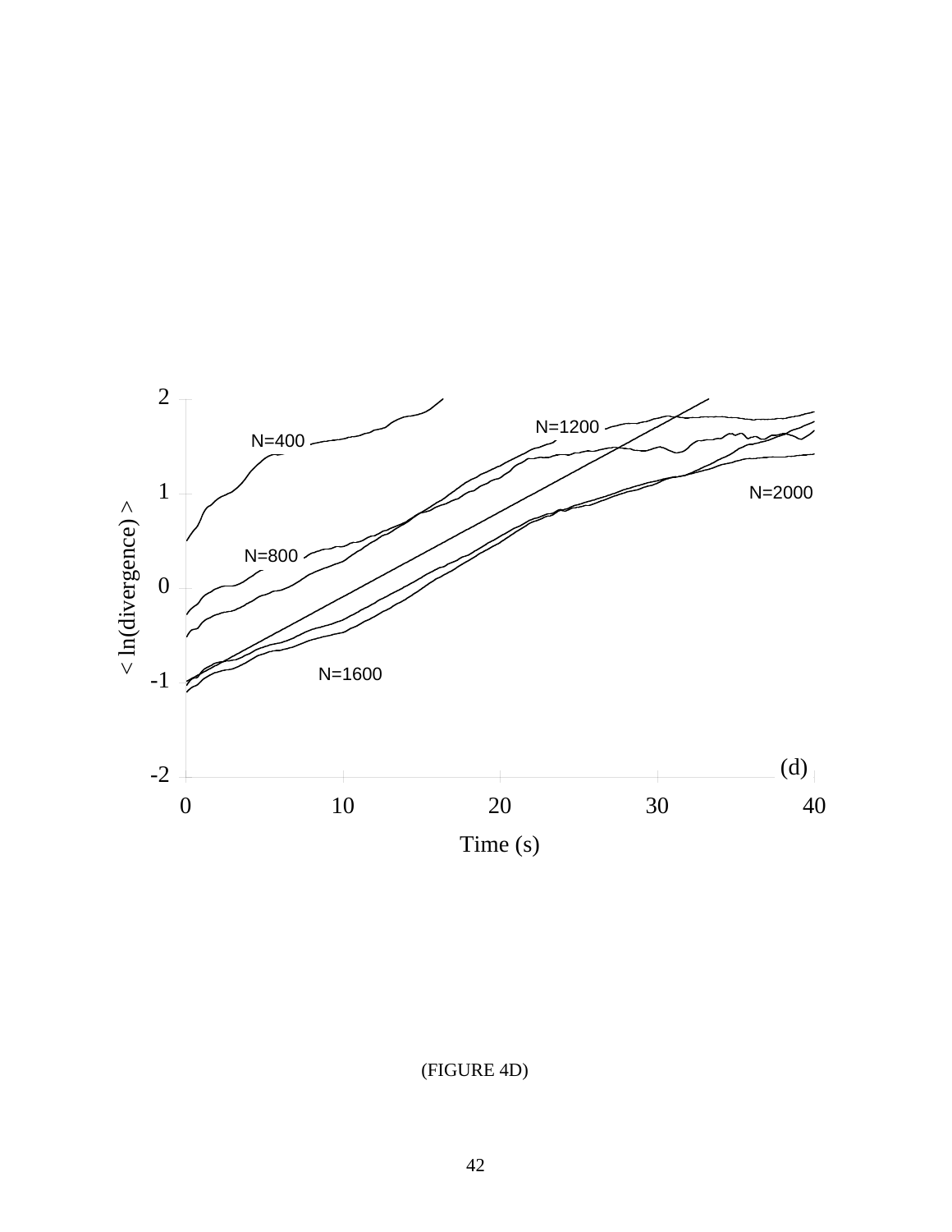(FIGURE 4D)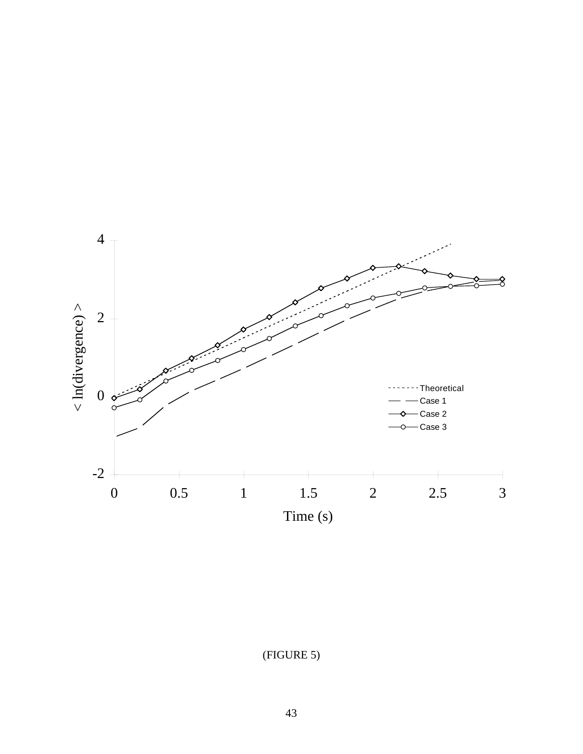(FIGURE 5)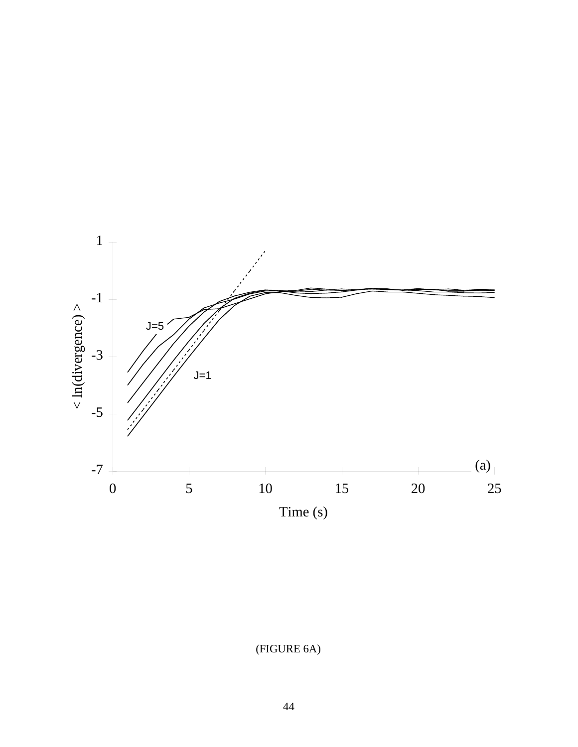(FIGURE 6A)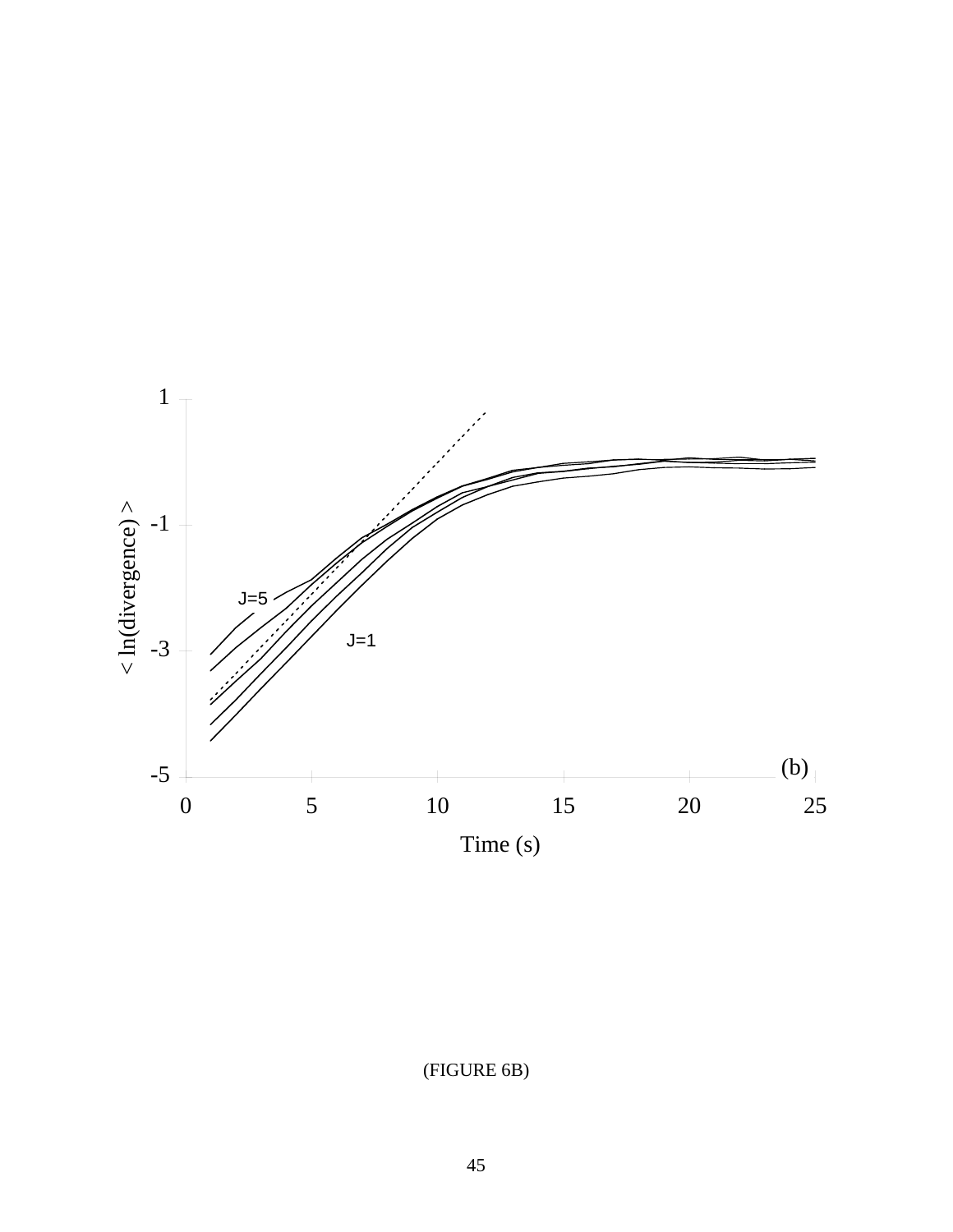(FIGURE 6B)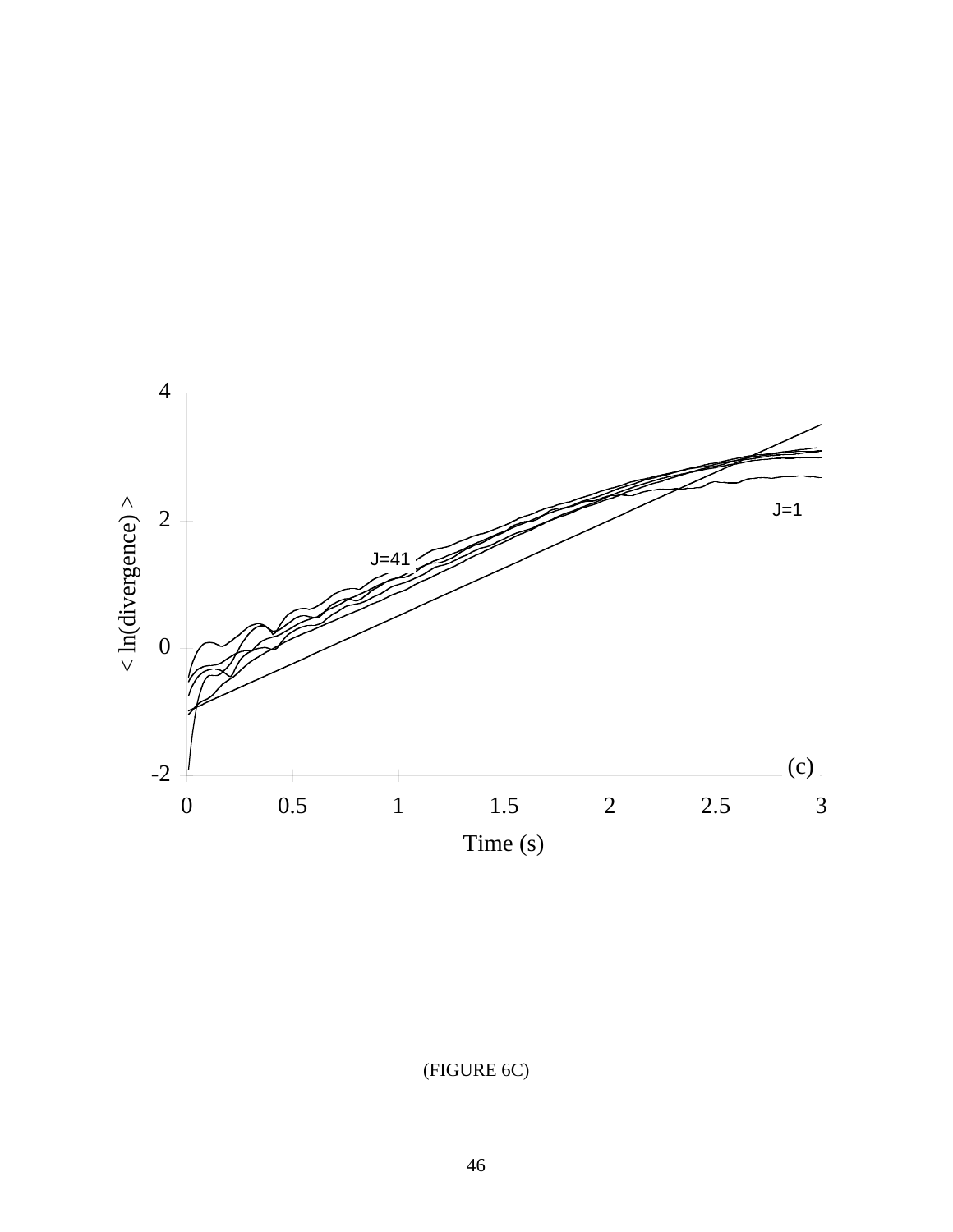(FIGURE 6C)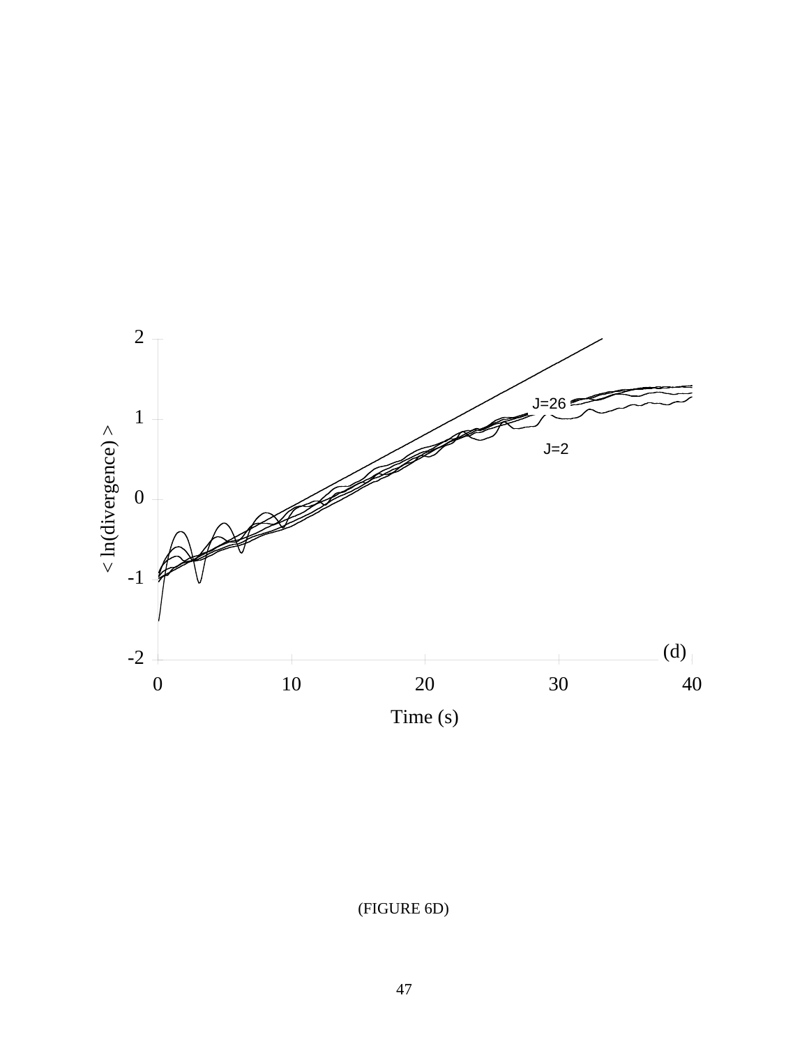(FIGURE 6D)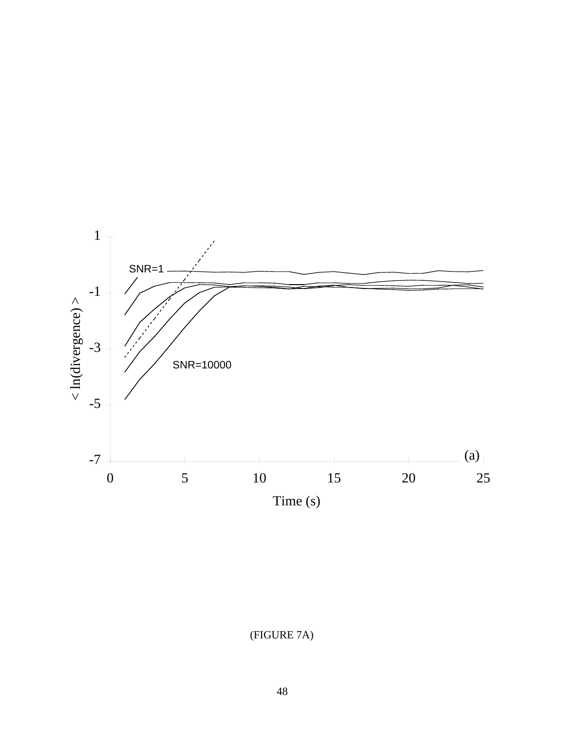(FIGURE 7A)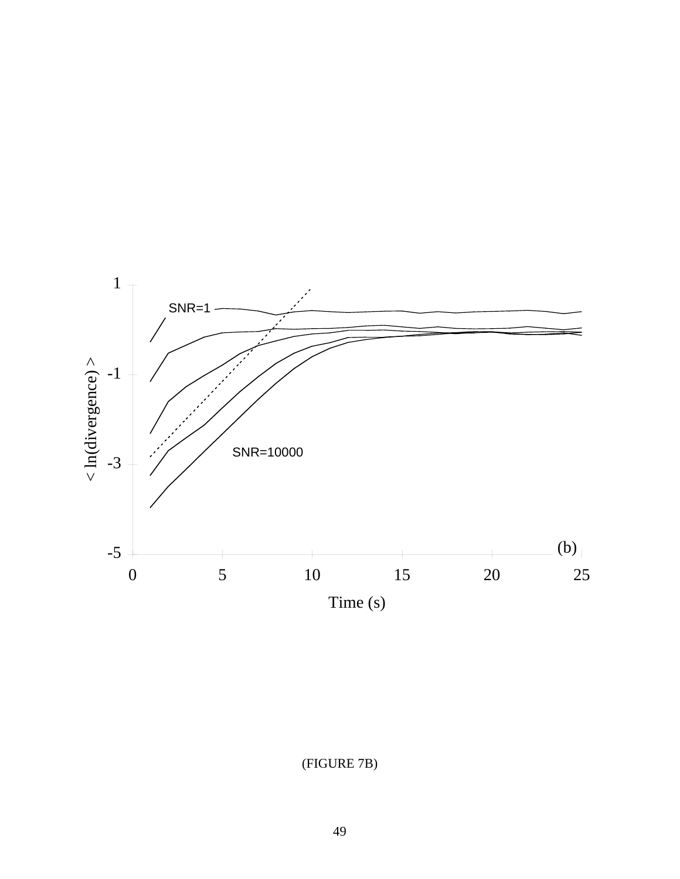(FIGURE 7B)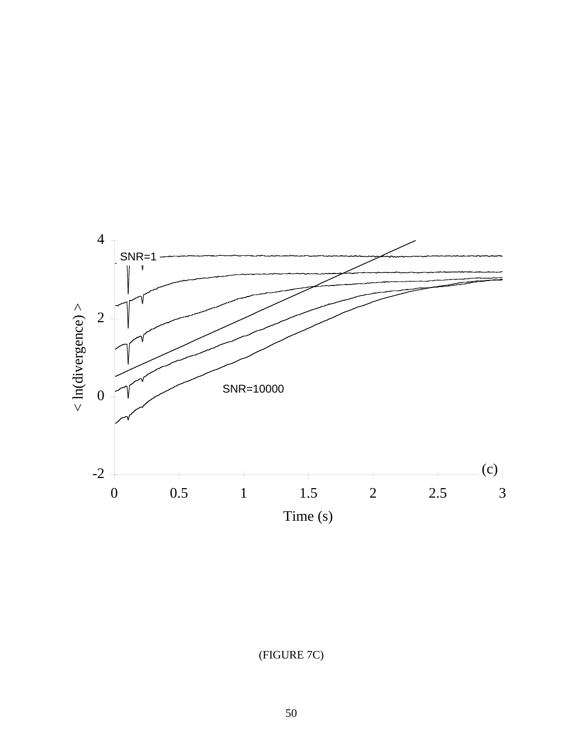(FIGURE 7C)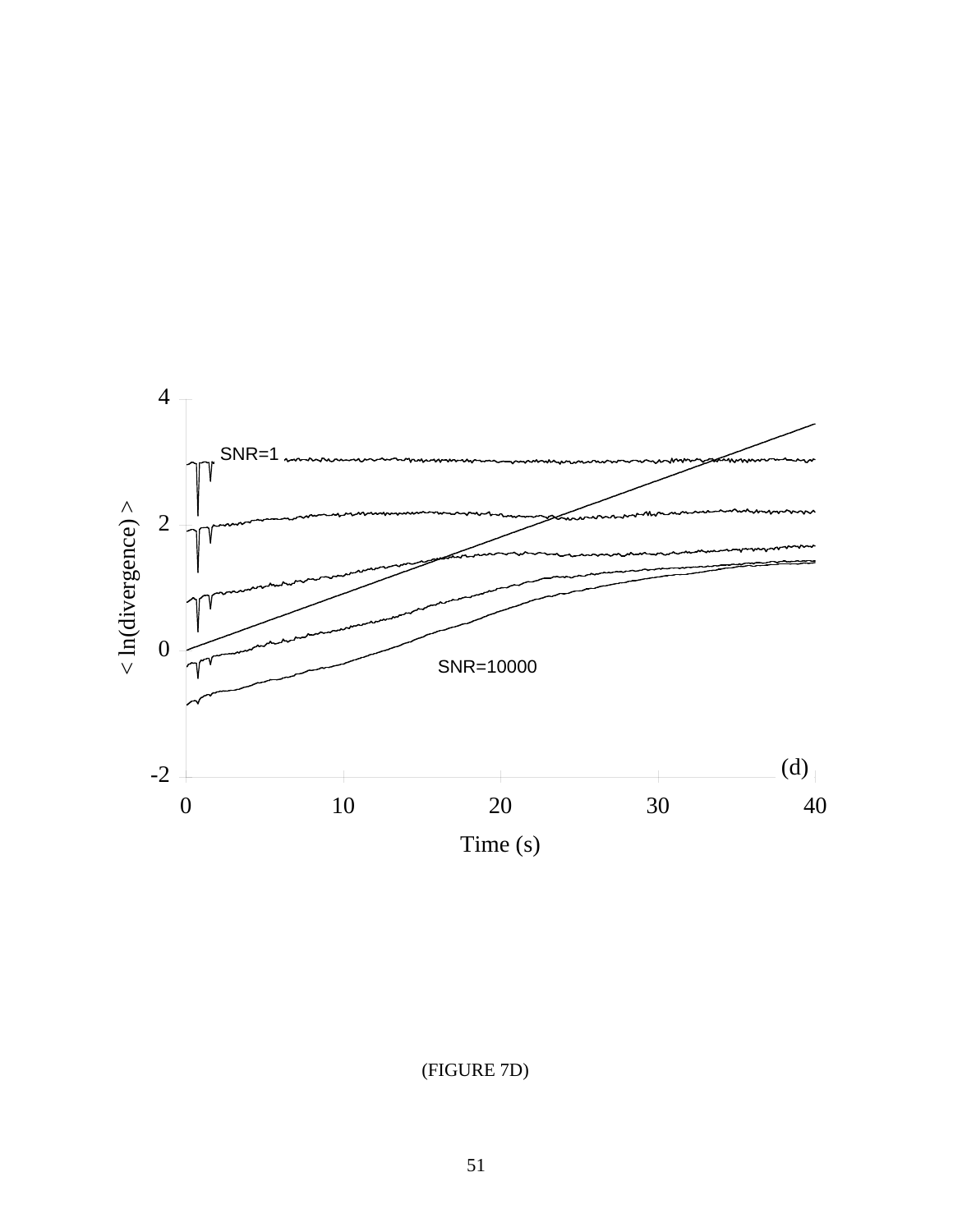(FIGURE 7D)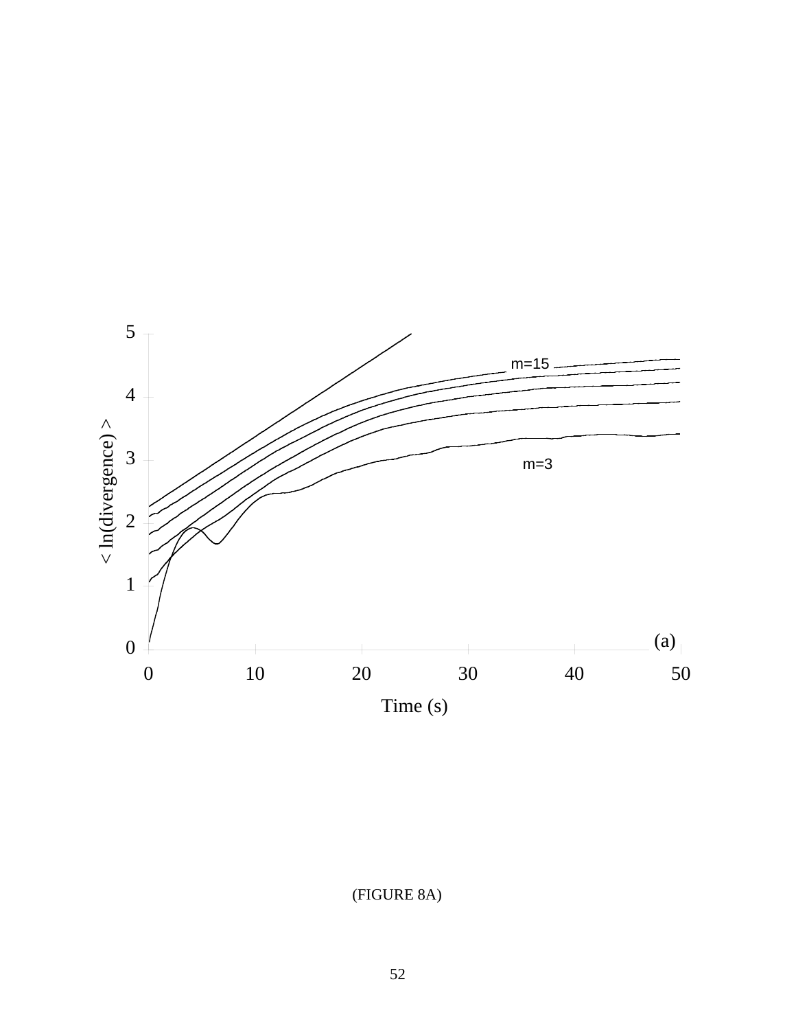(FIGURE 8A)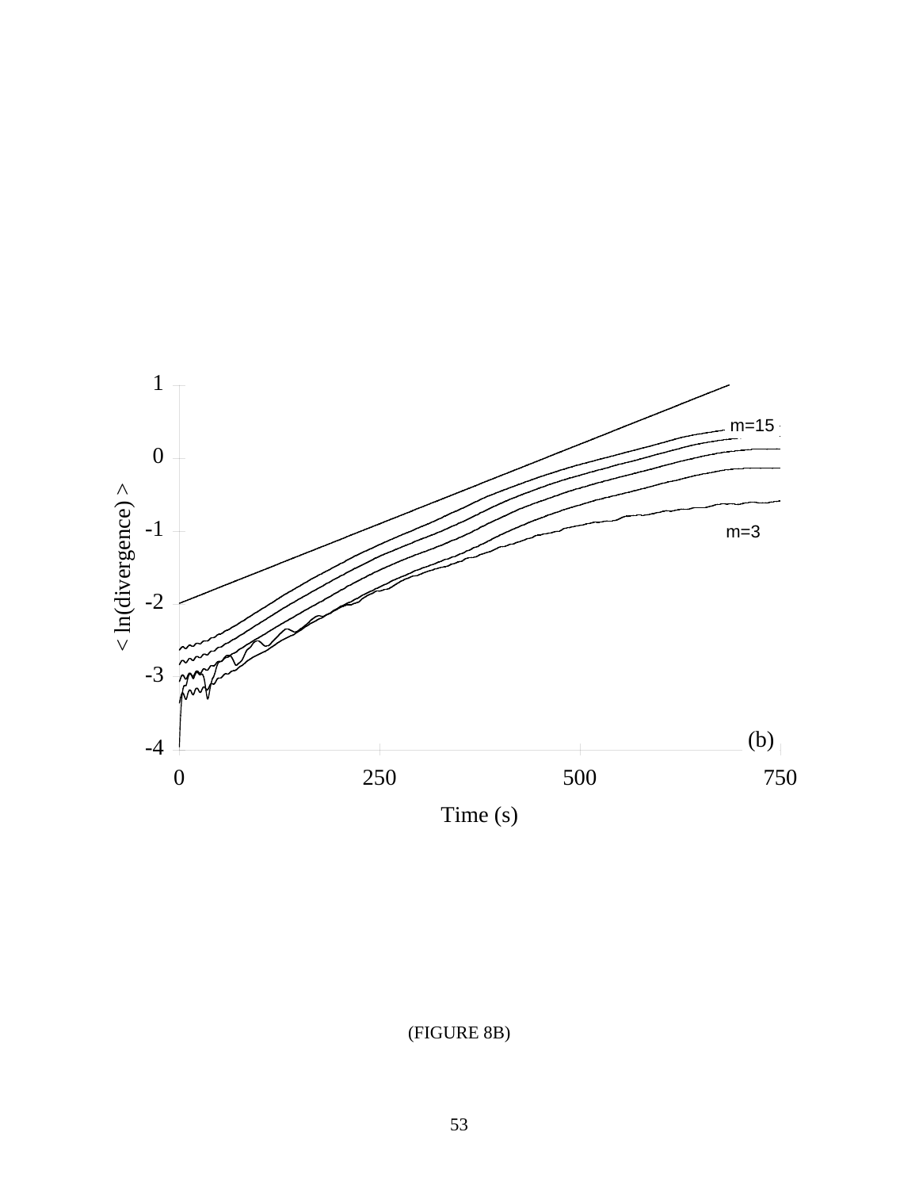(FIGURE 8B)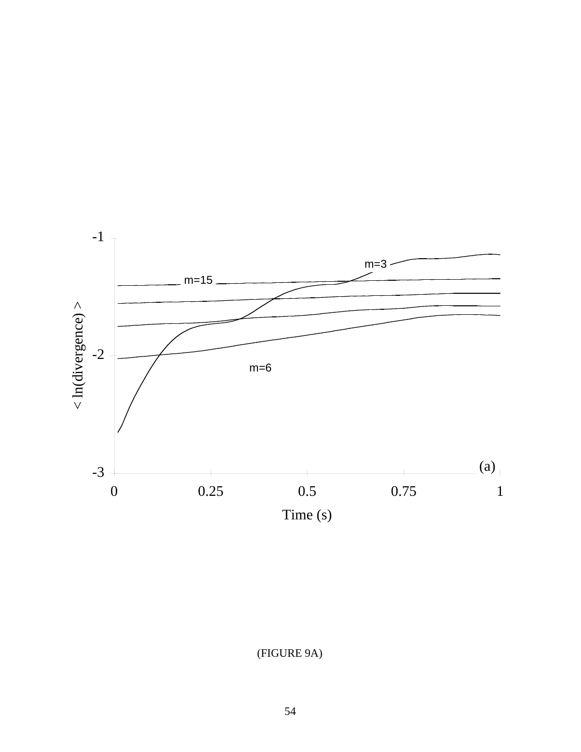(FIGURE 9A)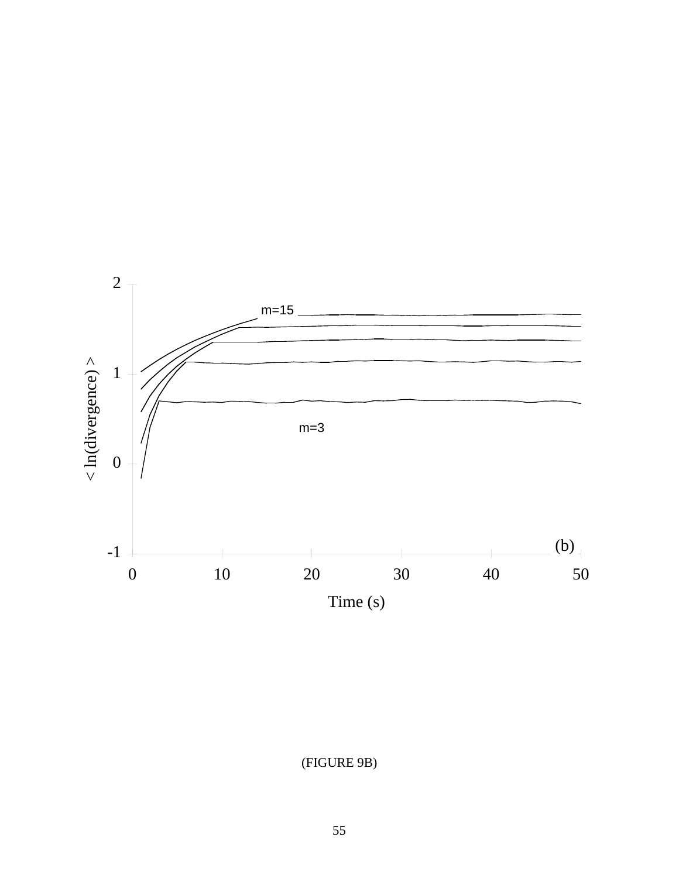(FIGURE 9B)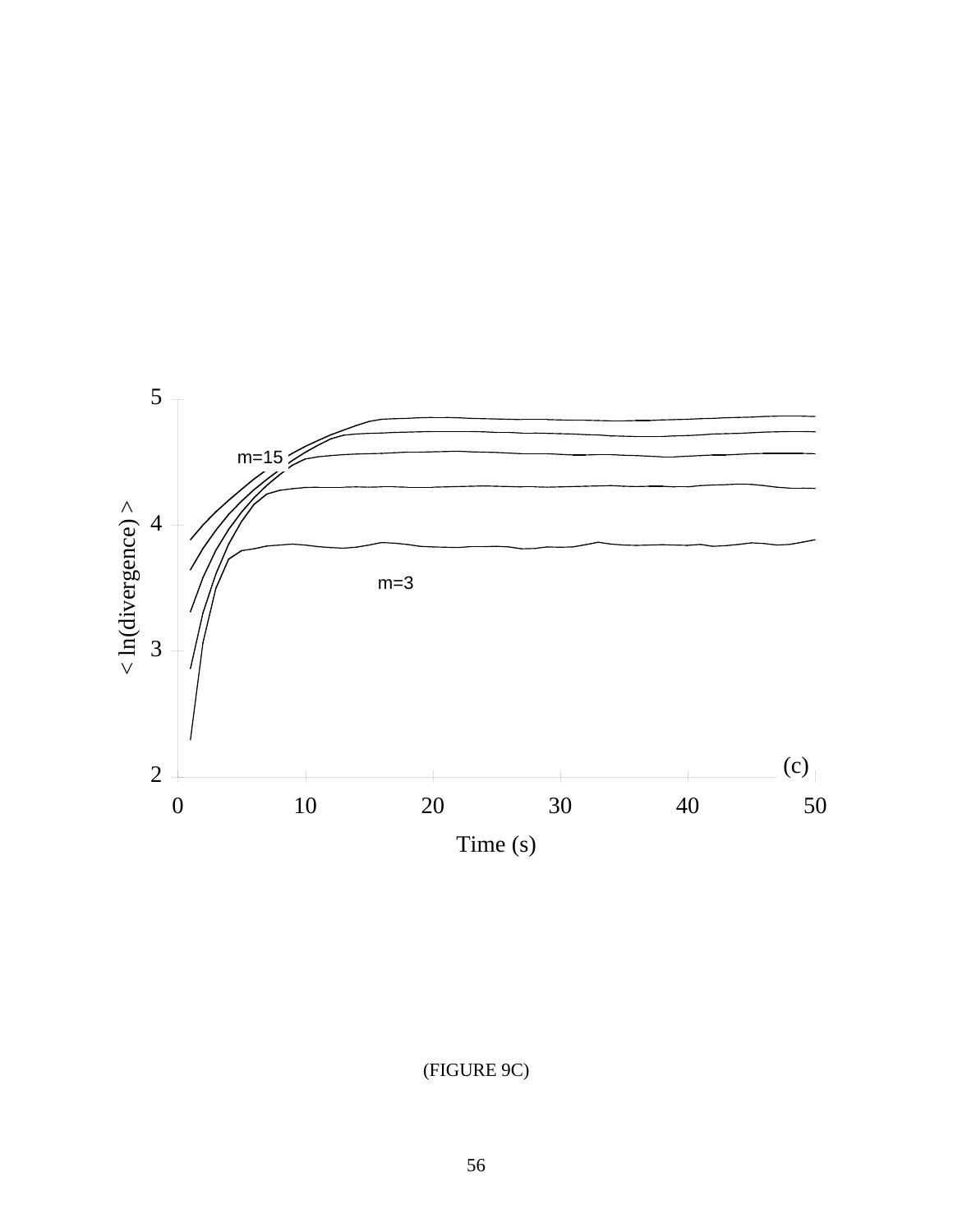(FIGURE 9C)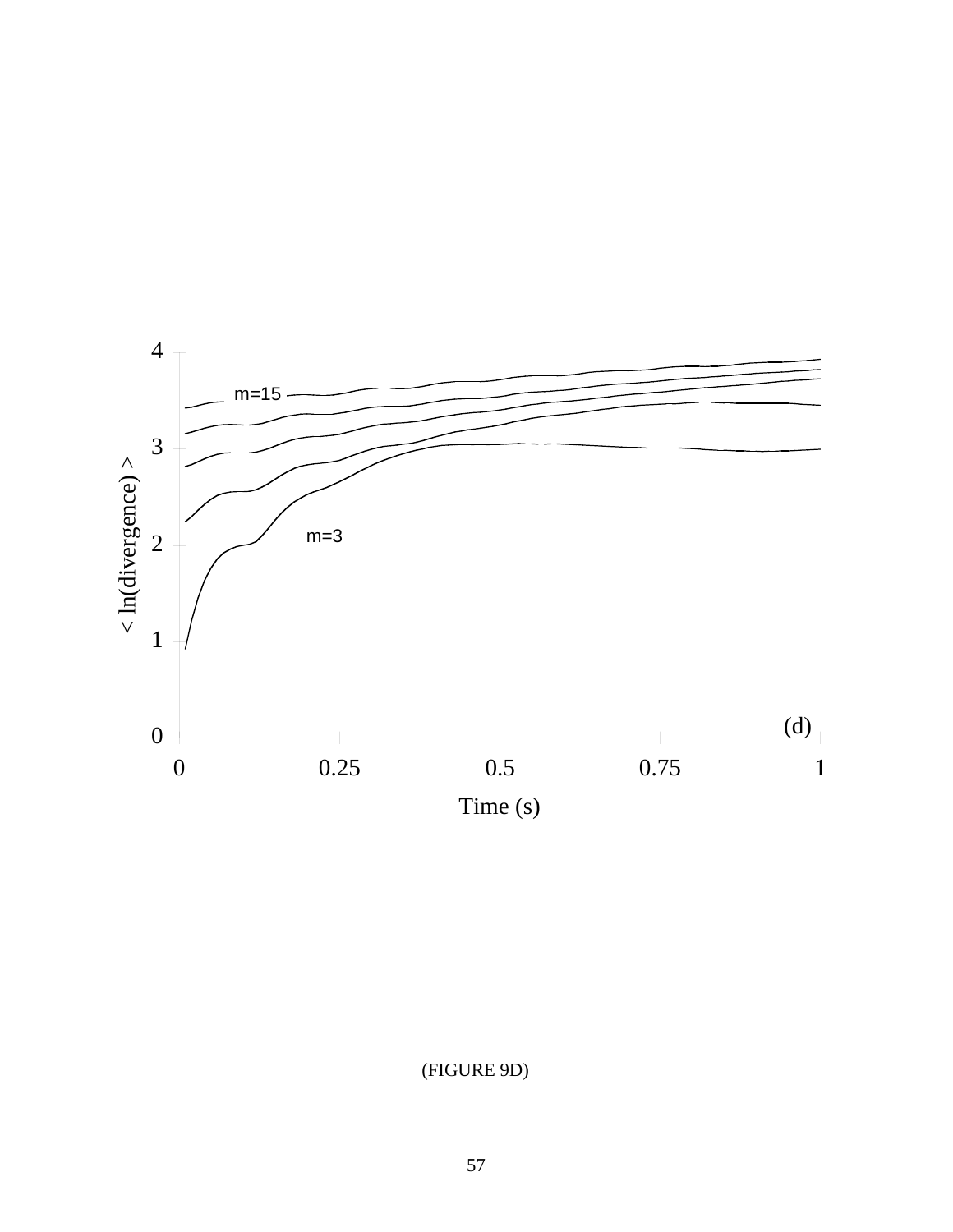(FIGURE 9D)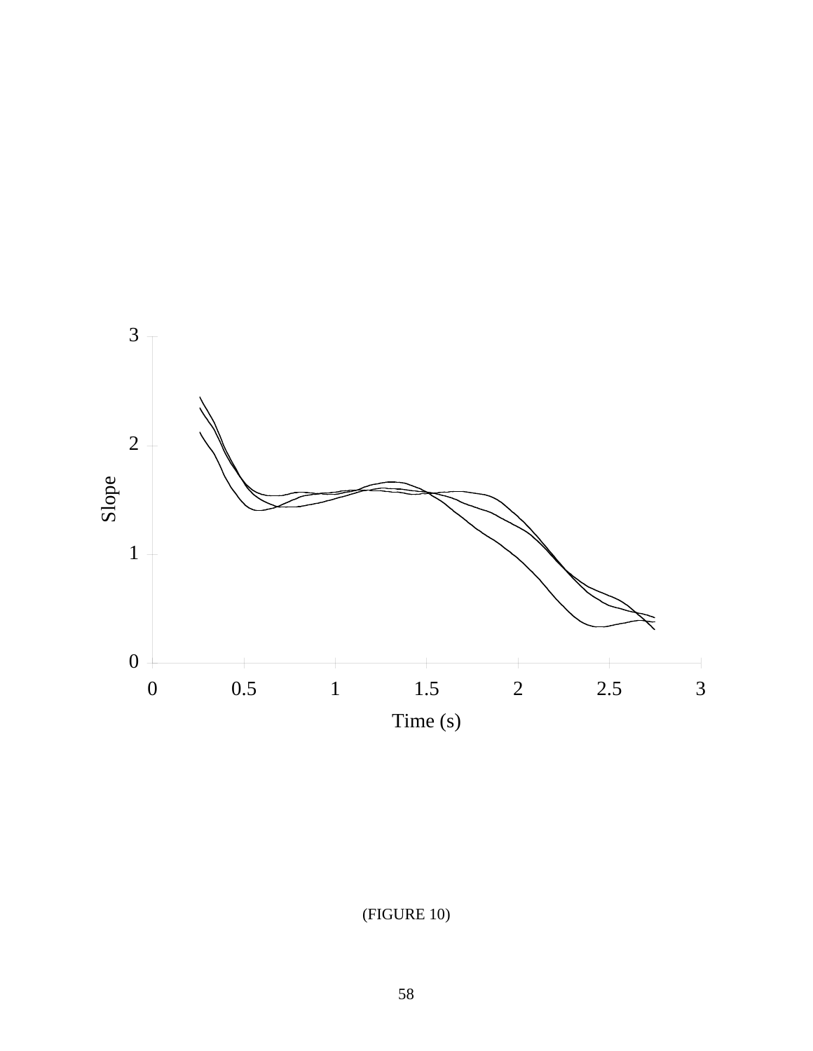3

2

Slope

1

0

0

0.5

1

1.5

2

2.5

3

Time (s)

(FIGURE 10)